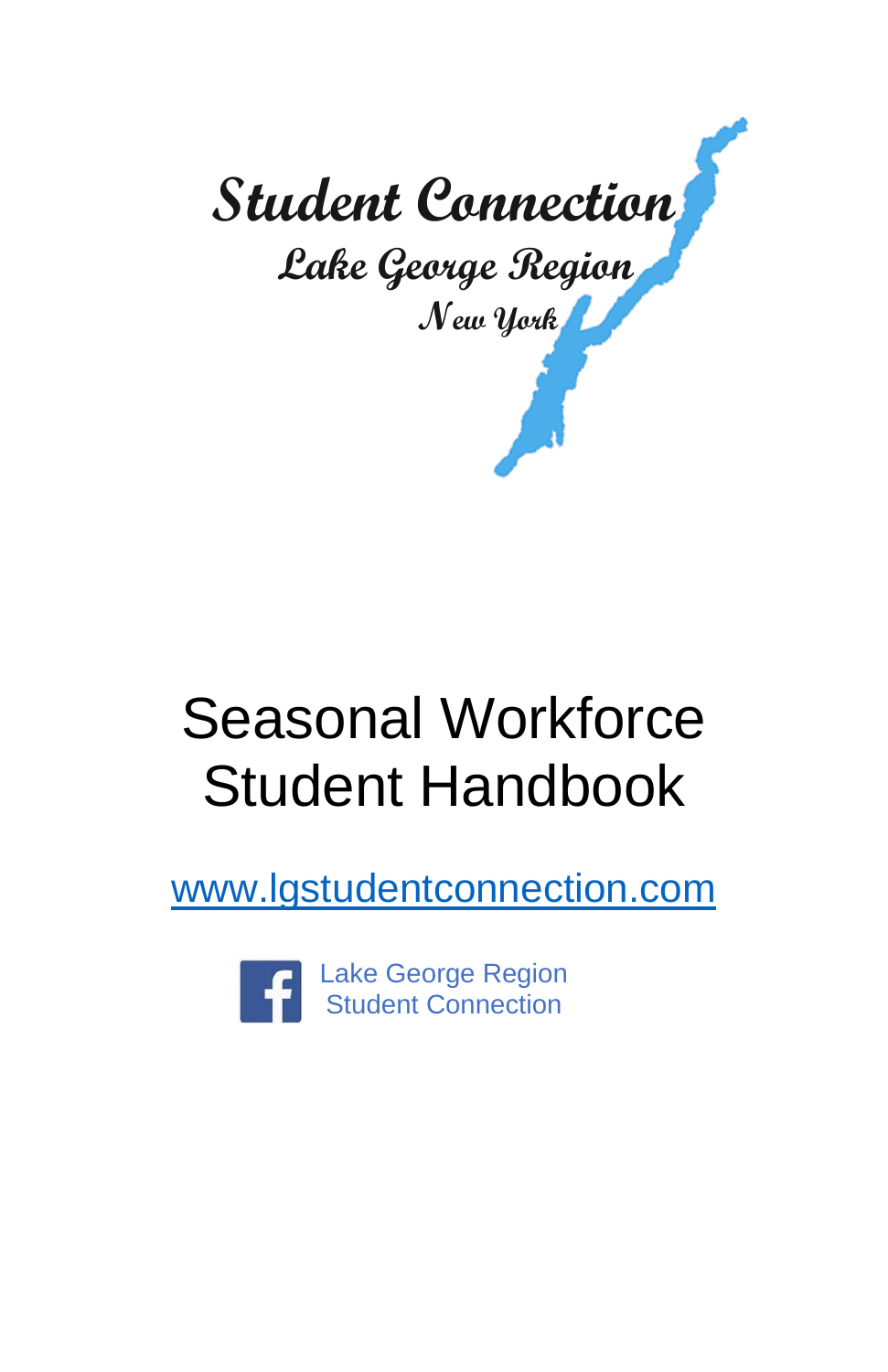**Student Connection**

**Lake George Region**

**New York**

# Seasonal Workforce Student Handbook

www.lgstudentconnection.com

Lake George Region Student Connection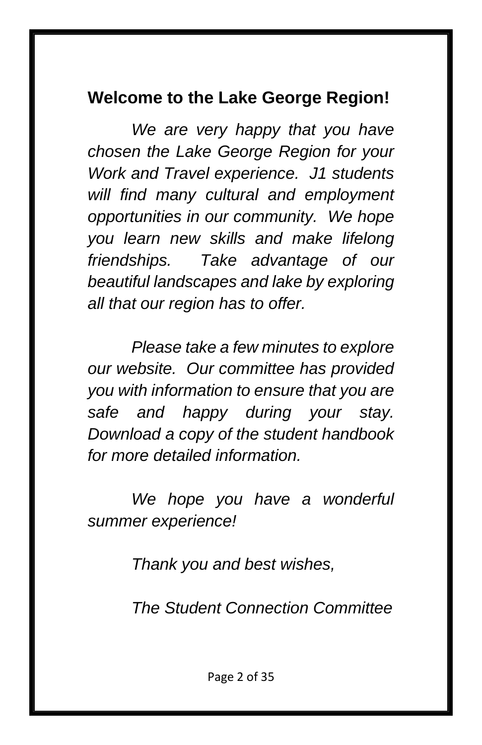## Welcome to the Lake George Region!

*We are very happy that you have chosen the Lake George Region for your Work and Travel experience. J1 students will find many cultural and employment opportunities in our community. We hope you learn new skills and make lifelong friendships. Take advantage of our beautiful landscapes and lake by exploring all that our region has to offer.*

*Please take a few minutes to explore our website. Our committee has provided you with information to ensure that you are safe and happy during your stay. Download a copy of the student handbook for more detailed information.*

*We hope you have a wonderful summer experience!*

*Thank you and best wishes,*

*The Student Connection Committee*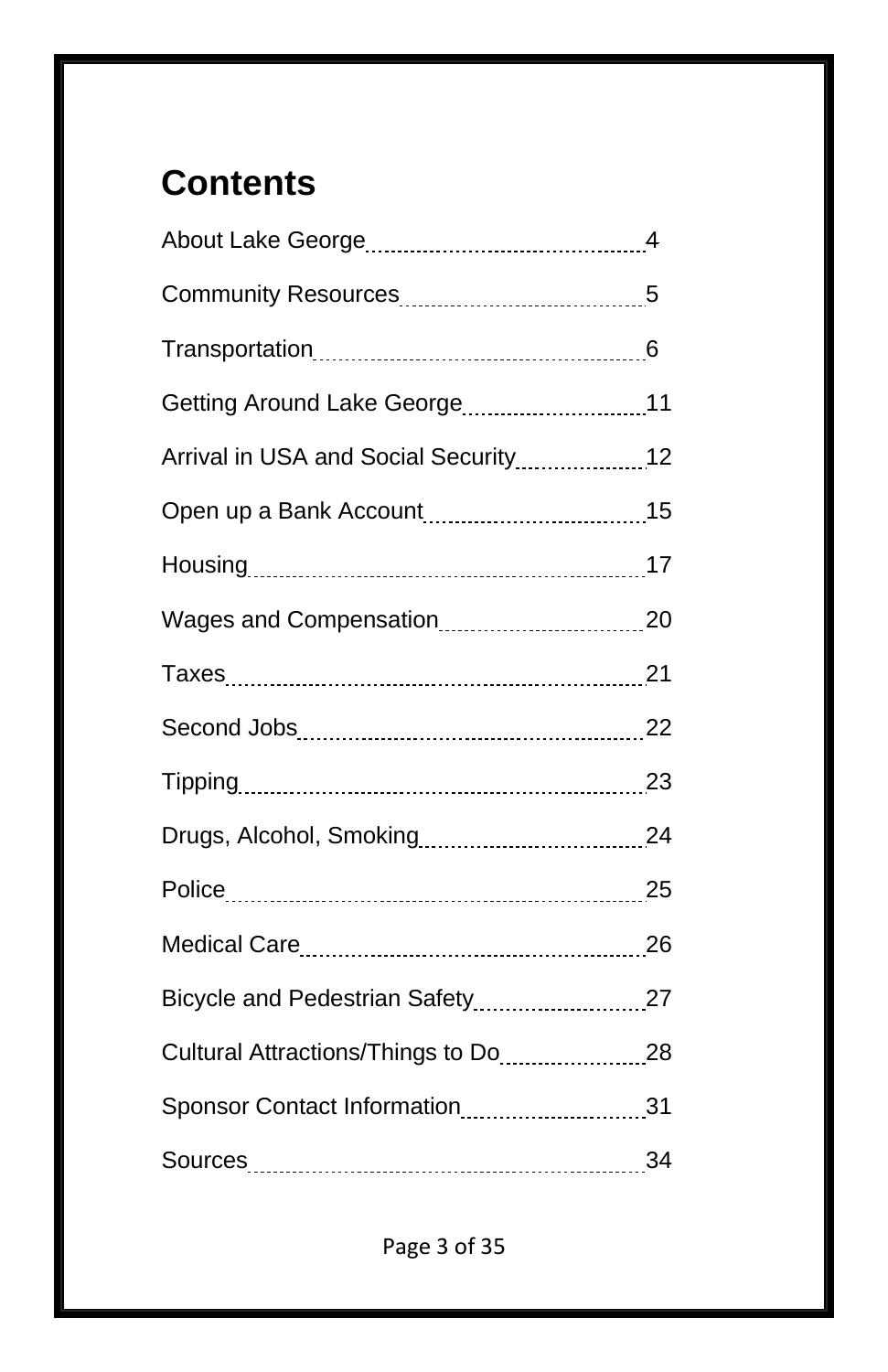# Contents

About Lake George .......... 4

Community Resources .......... 5

Transportation .......... 6

Getting Around Lake George .......... 11

Arrival in USA and Social Security .......... 12

Open up a Bank Account .......... 15

Housing .......... 17

Wages and Compensation .......... 20

Taxes .......... 21

Second Jobs .......... 22

Tipping .......... 23

Drugs, Alcohol, Smoking .......... 24

Police .......... 25

Medical Care .......... 26

Bicycle and Pedestrian Safety .......... 27

Cultural Attractions/Things to Do .......... 28

Sponsor Contact Information .......... 31

Sources .......... 34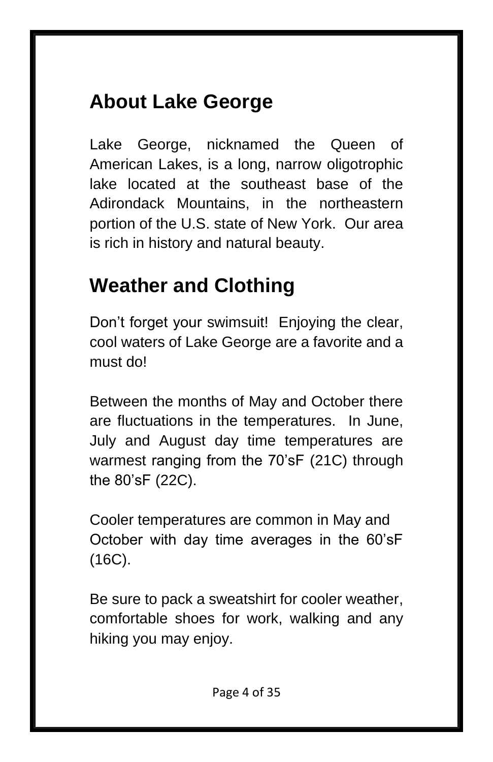## About Lake George

Lake George, nicknamed the Queen of American Lakes, is a long, narrow oligotrophic lake located at the southeast base of the Adirondack Mountains, in the northeastern portion of the U.S. state of New York. Our area is rich in history and natural beauty.

## Weather and Clothing

Don't forget your swimsuit! Enjoying the clear, cool waters of Lake George are a favorite and a must do!

Between the months of May and October there are fluctuations in the temperatures. In June, July and August day time temperatures are warmest ranging from the 70'sF (21C) through the 80'sF (22C).

Cooler temperatures are common in May and October with day time averages in the 60'sF (16C).

Be sure to pack a sweatshirt for cooler weather, comfortable shoes for work, walking and any hiking you may enjoy.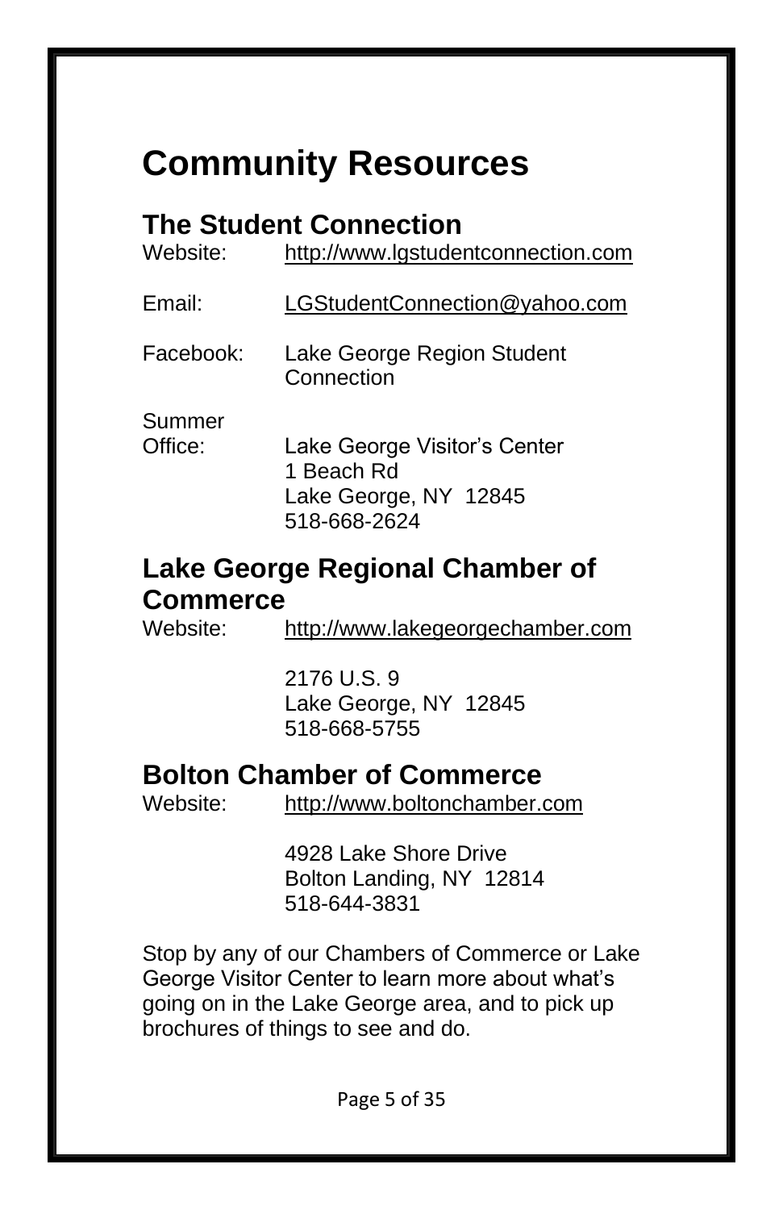# Community Resources

## The Student Connection

Website: http://www.lgstudentconnection.com

Email: LGStudentConnection@yahoo.com

Facebook: Lake George Region Student Connection

Summer Office: Lake George Visitor's Center
1 Beach Rd
Lake George, NY 12845
518-668-2624

## Lake George Regional Chamber of Commerce

Website: http://www.lakegeorgechamber.com

2176 U.S. 9
Lake George, NY 12845
518-668-5755

## Bolton Chamber of Commerce

Website: http://www.boltonchamber.com

4928 Lake Shore Drive
Bolton Landing, NY 12814
518-644-3831

Stop by any of our Chambers of Commerce or Lake George Visitor Center to learn more about what's going on in the Lake George area, and to pick up brochures of things to see and do.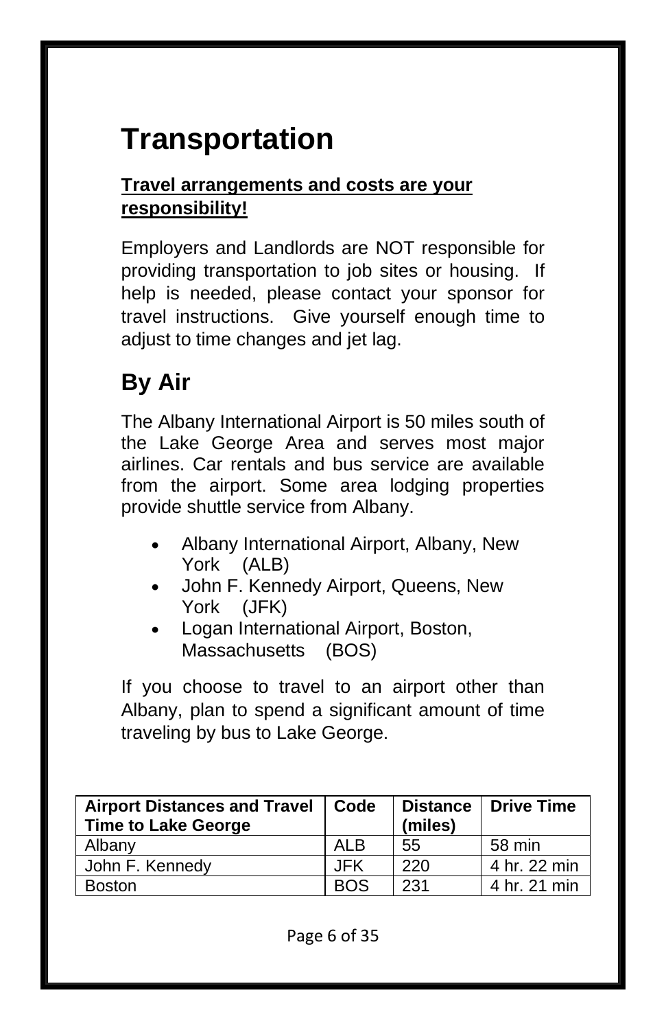# Transportation

**Travel arrangements and costs are your responsibility!**

Employers and Landlords are NOT responsible for providing transportation to job sites or housing. If help is needed, please contact your sponsor for travel instructions. Give yourself enough time to adjust to time changes and jet lag.

## By Air

The Albany International Airport is 50 miles south of the Lake George Area and serves most major airlines. Car rentals and bus service are available from the airport. Some area lodging properties provide shuttle service from Albany.

- Albany International Airport, Albany, New York (ALB)
- John F. Kennedy Airport, Queens, New York (JFK)
- Logan International Airport, Boston, Massachusetts (BOS)

If you choose to travel to an airport other than Albany, plan to spend a significant amount of time traveling by bus to Lake George.

| Airport Distances and Travel Time to Lake George | Code | Distance (miles) | Drive Time |
|---|---|---|---|
| Albany | ALB | 55 | 58 min |
| John F. Kennedy | JFK | 220 | 4 hr. 22 min |
| Boston | BOS | 231 | 4 hr. 21 min |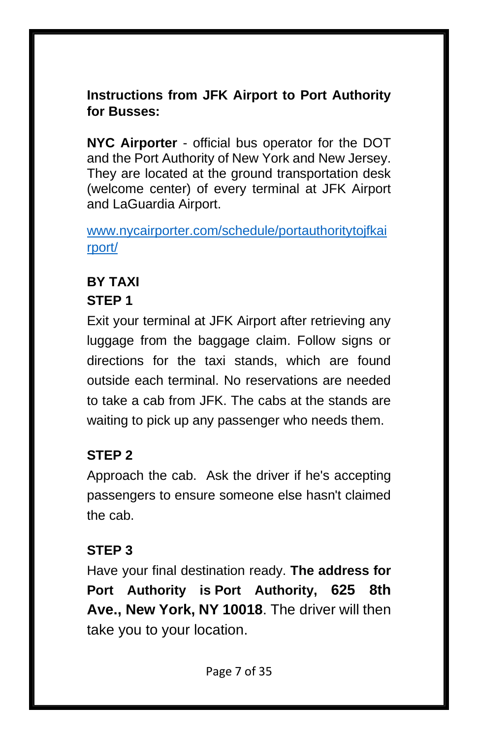**Instructions from JFK Airport to Port Authority for Busses:**

**NYC Airporter** - official bus operator for the DOT and the Port Authority of New York and New Jersey. They are located at the ground transportation desk (welcome center) of every terminal at JFK Airport and LaGuardia Airport.

[www.nycairporter.com/schedule/portauthoritytojfkairport/](www.nycairporter.com/schedule/portauthoritytojfkairport/)

**BY TAXI**

**STEP 1**

Exit your terminal at JFK Airport after retrieving any luggage from the baggage claim. Follow signs or directions for the taxi stands, which are found outside each terminal. No reservations are needed to take a cab from JFK. The cabs at the stands are waiting to pick up any passenger who needs them.

**STEP 2**

Approach the cab. Ask the driver if he's accepting passengers to ensure someone else hasn't claimed the cab.

**STEP 3**

Have your final destination ready. **The address for Port Authority is Port Authority, 625 8th Ave., New York, NY 10018**. The driver will then take you to your location.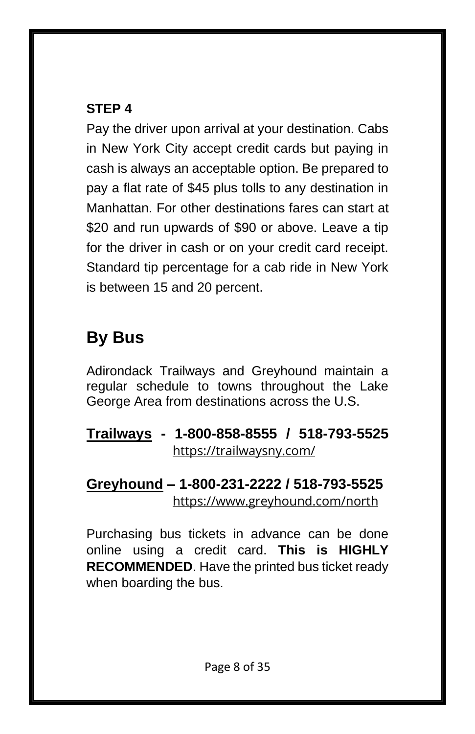**STEP 4**

Pay the driver upon arrival at your destination. Cabs in New York City accept credit cards but paying in cash is always an acceptable option. Be prepared to pay a flat rate of $45 plus tolls to any destination in Manhattan. For other destinations fares can start at $20 and run upwards of $90 or above. Leave a tip for the driver in cash or on your credit card receipt. Standard tip percentage for a cab ride in New York is between 15 and 20 percent.

## By Bus

Adirondack Trailways and Greyhound maintain a regular schedule to towns throughout the Lake George Area from destinations across the U.S.

**Trailways - 1-800-858-8555 / 518-793-5525**
https://trailwaysny.com/

**Greyhound – 1-800-231-2222 / 518-793-5525**
https://www.greyhound.com/north

Purchasing bus tickets in advance can be done online using a credit card. **This is HIGHLY RECOMMENDED**. Have the printed bus ticket ready when boarding the bus.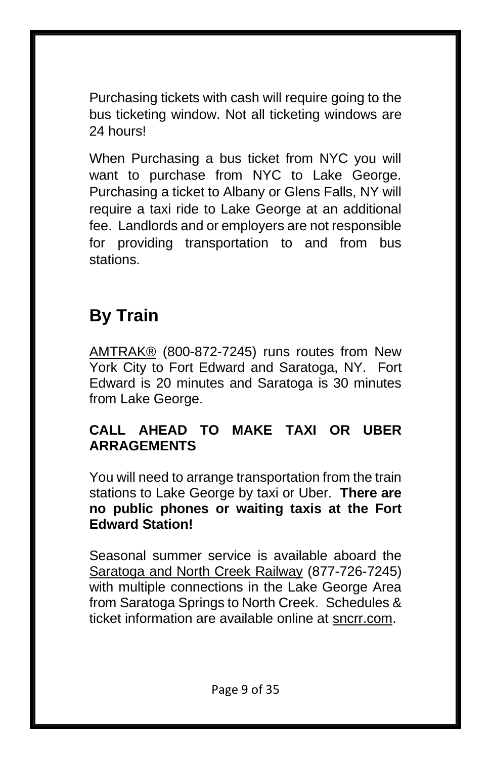Purchasing tickets with cash will require going to the bus ticketing window. Not all ticketing windows are 24 hours!

When Purchasing a bus ticket from NYC you will want to purchase from NYC to Lake George. Purchasing a ticket to Albany or Glens Falls, NY will require a taxi ride to Lake George at an additional fee. Landlords and or employers are not responsible for providing transportation to and from bus stations.

## By Train

AMTRAK® (800-872-7245) runs routes from New York City to Fort Edward and Saratoga, NY. Fort Edward is 20 minutes and Saratoga is 30 minutes from Lake George.

**CALL AHEAD TO MAKE TAXI OR UBER ARRAGEMENTS**

You will need to arrange transportation from the train stations to Lake George by taxi or Uber. **There are no public phones or waiting taxis at the Fort Edward Station!**

Seasonal summer service is available aboard the Saratoga and North Creek Railway (877-726-7245) with multiple connections in the Lake George Area from Saratoga Springs to North Creek. Schedules & ticket information are available online at sncrr.com.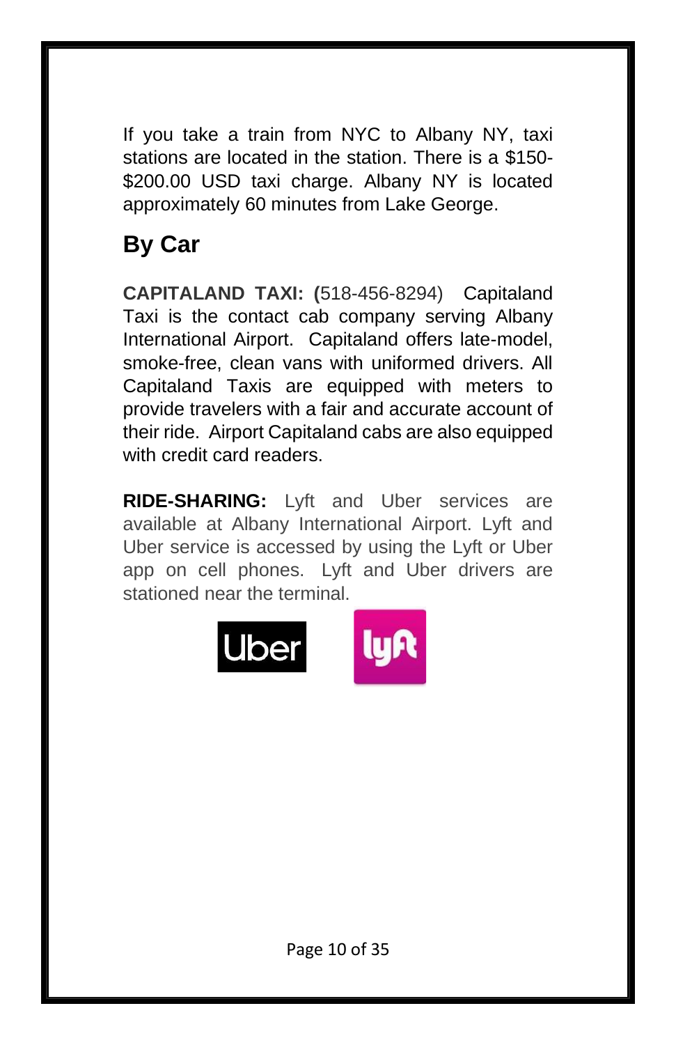If you take a train from NYC to Albany NY, taxi stations are located in the station. There is a $150-$200.00 USD taxi charge. Albany NY is located approximately 60 minutes from Lake George.

## By Car

**CAPITALAND TAXI: (**518-456-8294) Capitaland Taxi is the contact cab company serving Albany International Airport. Capitaland offers late-model, smoke-free, clean vans with uniformed drivers. All Capitaland Taxis are equipped with meters to provide travelers with a fair and accurate account of their ride. Airport Capitaland cabs are also equipped with credit card readers.

**RIDE-SHARING:** Lyft and Uber services are available at Albany International Airport. Lyft and Uber service is accessed by using the Lyft or Uber app on cell phones. Lyft and Uber drivers are stationed near the terminal.

Uber lyft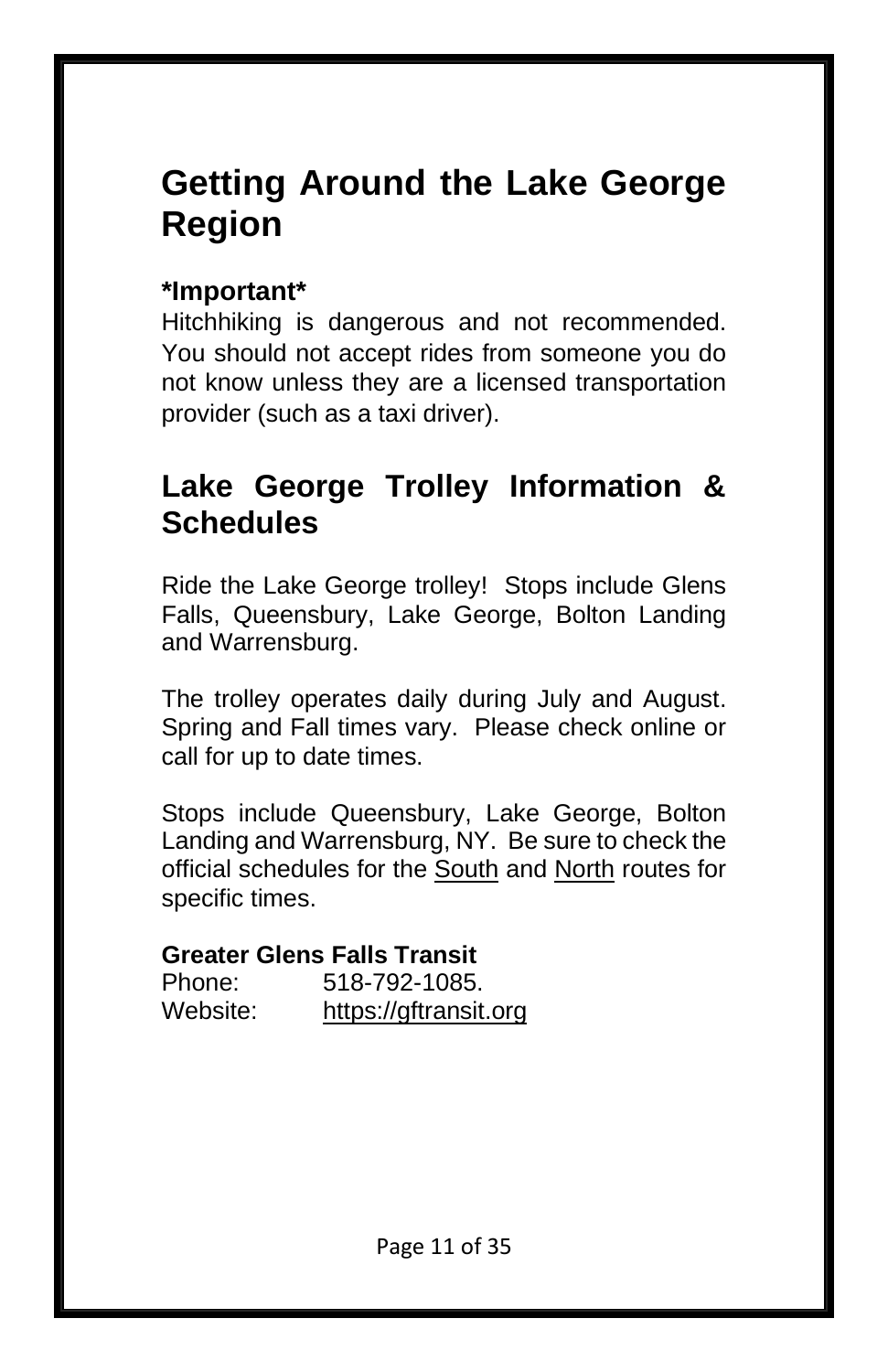# Getting Around the Lake George Region

**\*Important\***

Hitchhiking is dangerous and not recommended. You should not accept rides from someone you do not know unless they are a licensed transportation provider (such as a taxi driver).

## Lake George Trolley Information & Schedules

Ride the Lake George trolley! Stops include Glens Falls, Queensbury, Lake George, Bolton Landing and Warrensburg.

The trolley operates daily during July and August. Spring and Fall times vary. Please check online or call for up to date times.

Stops include Queensbury, Lake George, Bolton Landing and Warrensburg, NY. Be sure to check the official schedules for the South and North routes for specific times.

**Greater Glens Falls Transit**

Phone: 518-792-1085.
Website: https://gftransit.org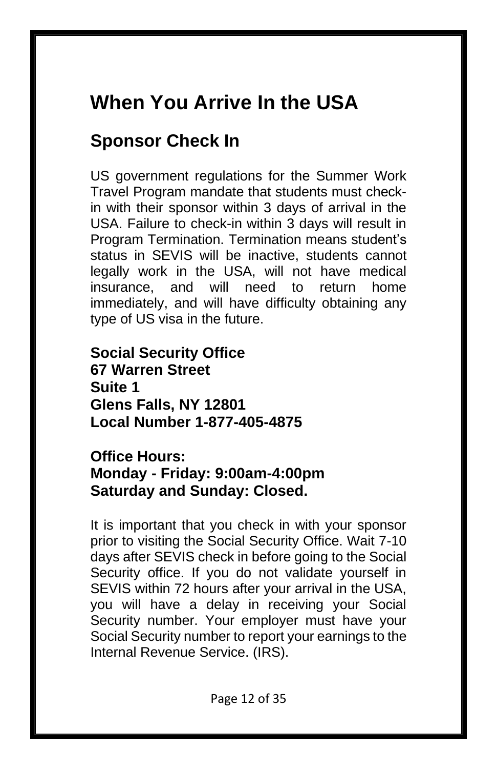# When You Arrive In the USA

## Sponsor Check In

US government regulations for the Summer Work Travel Program mandate that students must check-in with their sponsor within 3 days of arrival in the USA. Failure to check-in within 3 days will result in Program Termination. Termination means student's status in SEVIS will be inactive, students cannot legally work in the USA, will not have medical insurance, and will need to return home immediately, and will have difficulty obtaining any type of US visa in the future.

**Social Security Office**
**67 Warren Street**
**Suite 1**
**Glens Falls, NY 12801**
**Local Number 1-877-405-4875**

**Office Hours:**
**Monday - Friday: 9:00am-4:00pm**
**Saturday and Sunday: Closed.**

It is important that you check in with your sponsor prior to visiting the Social Security Office. Wait 7-10 days after SEVIS check in before going to the Social Security office. If you do not validate yourself in SEVIS within 72 hours after your arrival in the USA, you will have a delay in receiving your Social Security number. Your employer must have your Social Security number to report your earnings to the Internal Revenue Service. (IRS).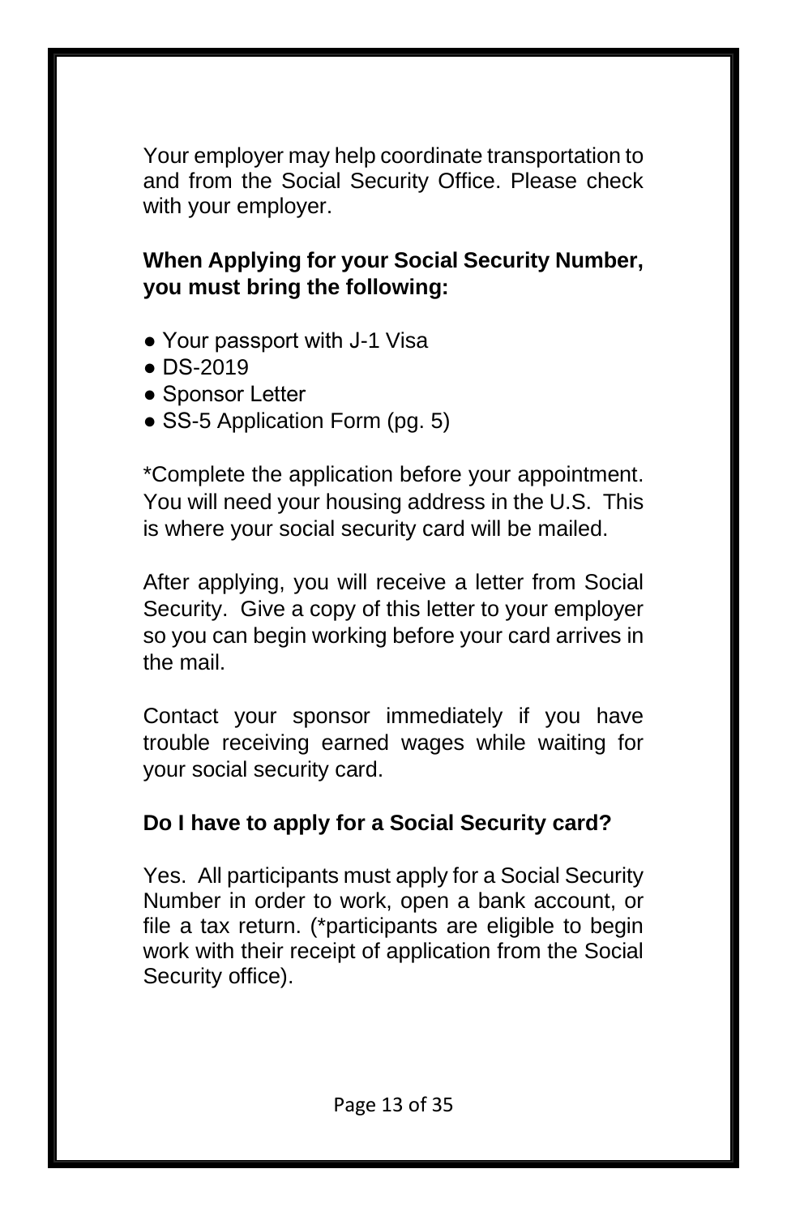Your employer may help coordinate transportation to and from the Social Security Office. Please check with your employer.

**When Applying for your Social Security Number, you must bring the following:**

- Your passport with J-1 Visa
- DS-2019
- Sponsor Letter
- SS-5 Application Form (pg. 5)

*Complete the application before your appointment. You will need your housing address in the U.S. This is where your social security card will be mailed.

After applying, you will receive a letter from Social Security. Give a copy of this letter to your employer so you can begin working before your card arrives in the mail.

Contact your sponsor immediately if you have trouble receiving earned wages while waiting for your social security card.

**Do I have to apply for a Social Security card?**

Yes. All participants must apply for a Social Security Number in order to work, open a bank account, or file a tax return. (*participants are eligible to begin work with their receipt of application from the Social Security office).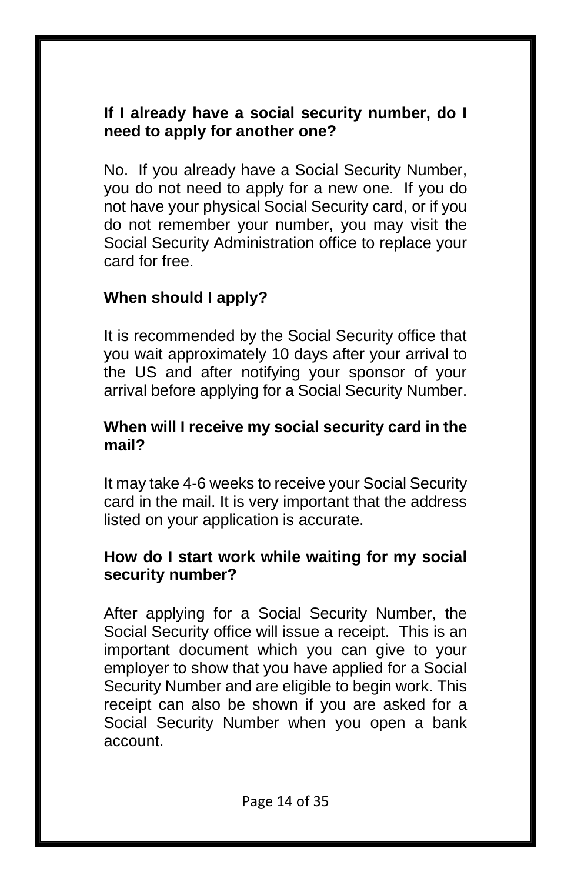**If I already have a social security number, do I need to apply for another one?**

No. If you already have a Social Security Number, you do not need to apply for a new one. If you do not have your physical Social Security card, or if you do not remember your number, you may visit the Social Security Administration office to replace your card for free.

**When should I apply?**

It is recommended by the Social Security office that you wait approximately 10 days after your arrival to the US and after notifying your sponsor of your arrival before applying for a Social Security Number.

**When will I receive my social security card in the mail?**

It may take 4-6 weeks to receive your Social Security card in the mail. It is very important that the address listed on your application is accurate.

**How do I start work while waiting for my social security number?**

After applying for a Social Security Number, the Social Security office will issue a receipt. This is an important document which you can give to your employer to show that you have applied for a Social Security Number and are eligible to begin work. This receipt can also be shown if you are asked for a Social Security Number when you open a bank account.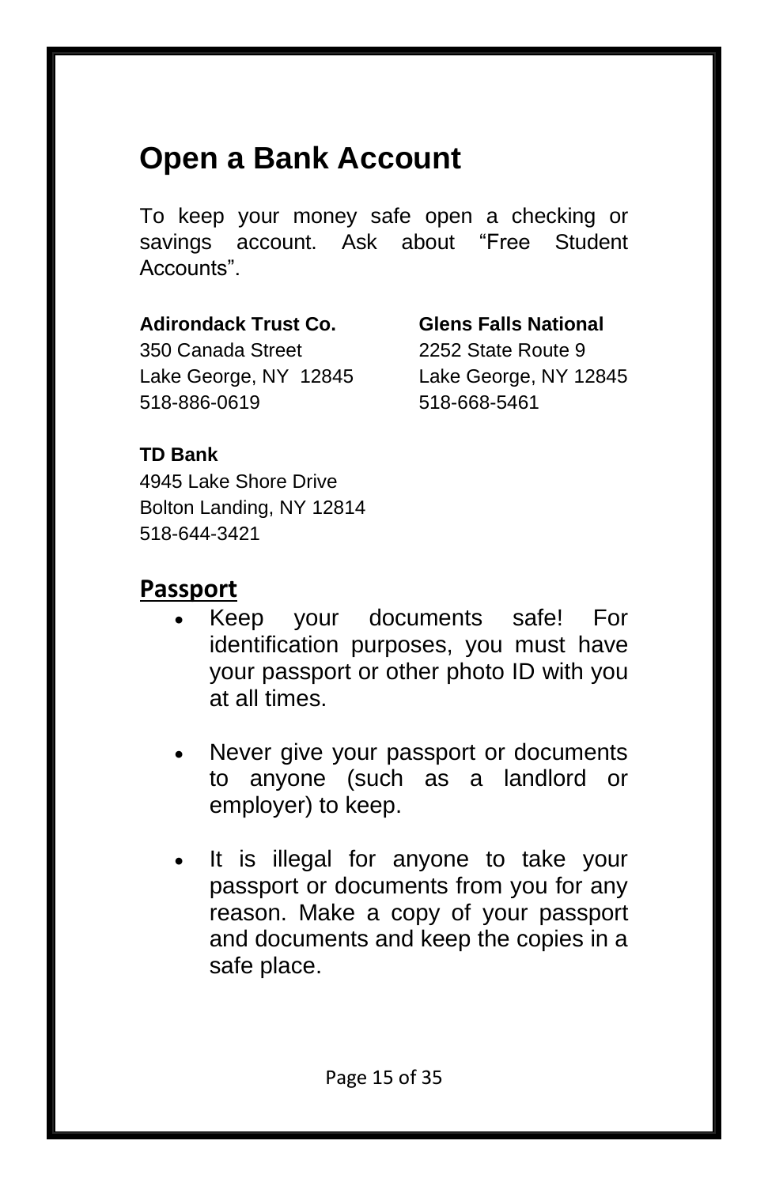# Open a Bank Account

To keep your money safe open a checking or savings account. Ask about "Free Student Accounts".

**Adirondack Trust Co.**
350 Canada Street
Lake George, NY 12845
518-886-0619

**Glens Falls National**
2252 State Route 9
Lake George, NY 12845
518-668-5461

**TD Bank**
4945 Lake Shore Drive
Bolton Landing, NY 12814
518-644-3421

## Passport

- Keep your documents safe! For identification purposes, you must have your passport or other photo ID with you at all times.
- Never give your passport or documents to anyone (such as a landlord or employer) to keep.
- It is illegal for anyone to take your passport or documents from you for any reason. Make a copy of your passport and documents and keep the copies in a safe place.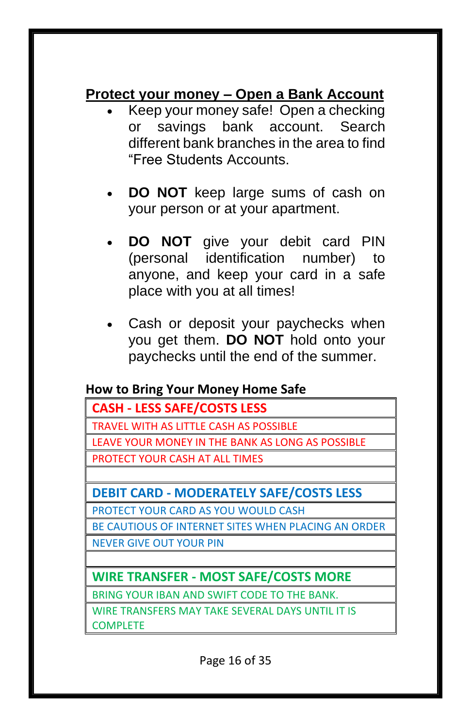## Protect your money – Open a Bank Account

- Keep your money safe! Open a checking or savings bank account. Search different bank branches in the area to find "Free Students Accounts.
- **DO NOT** keep large sums of cash on your person or at your apartment.
- **DO NOT** give your debit card PIN (personal identification number) to anyone, and keep your card in a safe place with you at all times!
- Cash or deposit your paychecks when you get them. **DO NOT** hold onto your paychecks until the end of the summer.

### How to Bring Your Money Home Safe

| **CASH - LESS SAFE/COSTS LESS** |
|---|
| TRAVEL WITH AS LITTLE CASH AS POSSIBLE |
| LEAVE YOUR MONEY IN THE BANK AS LONG AS POSSIBLE |
| PROTECT YOUR CASH AT ALL TIMES |
| |
| **DEBIT CARD - MODERATELY SAFE/COSTS LESS** |
| PROTECT YOUR CARD AS YOU WOULD CASH |
| BE CAUTIOUS OF INTERNET SITES WHEN PLACING AN ORDER |
| NEVER GIVE OUT YOUR PIN |
| |
| **WIRE TRANSFER - MOST SAFE/COSTS MORE** |
| BRING YOUR IBAN AND SWIFT CODE TO THE BANK. |
| WIRE TRANSFERS MAY TAKE SEVERAL DAYS UNTIL IT IS COMPLETE |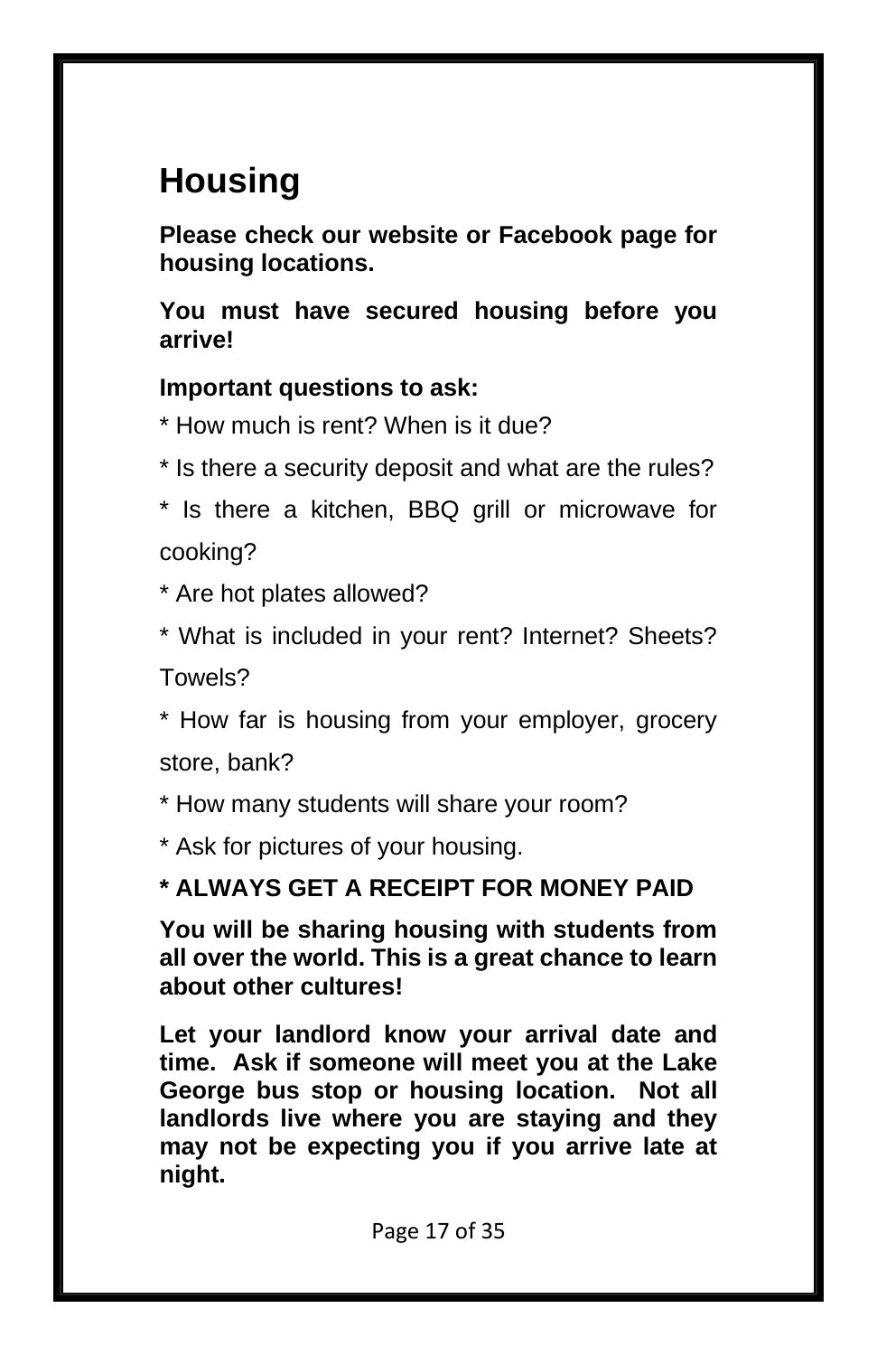# Housing

**Please check our website or Facebook page for housing locations.**

**You must have secured housing before you arrive!**

**Important questions to ask:**

* How much is rent? When is it due?

* Is there a security deposit and what are the rules?

* Is there a kitchen, BBQ grill or microwave for cooking?

* Are hot plates allowed?

* What is included in your rent? Internet? Sheets? Towels?

* How far is housing from your employer, grocery store, bank?

* How many students will share your room?

* Ask for pictures of your housing.

**\* ALWAYS GET A RECEIPT FOR MONEY PAID**

**You will be sharing housing with students from all over the world. This is a great chance to learn about other cultures!**

**Let your landlord know your arrival date and time. Ask if someone will meet you at the Lake George bus stop or housing location. Not all landlords live where you are staying and they may not be expecting you if you arrive late at night.**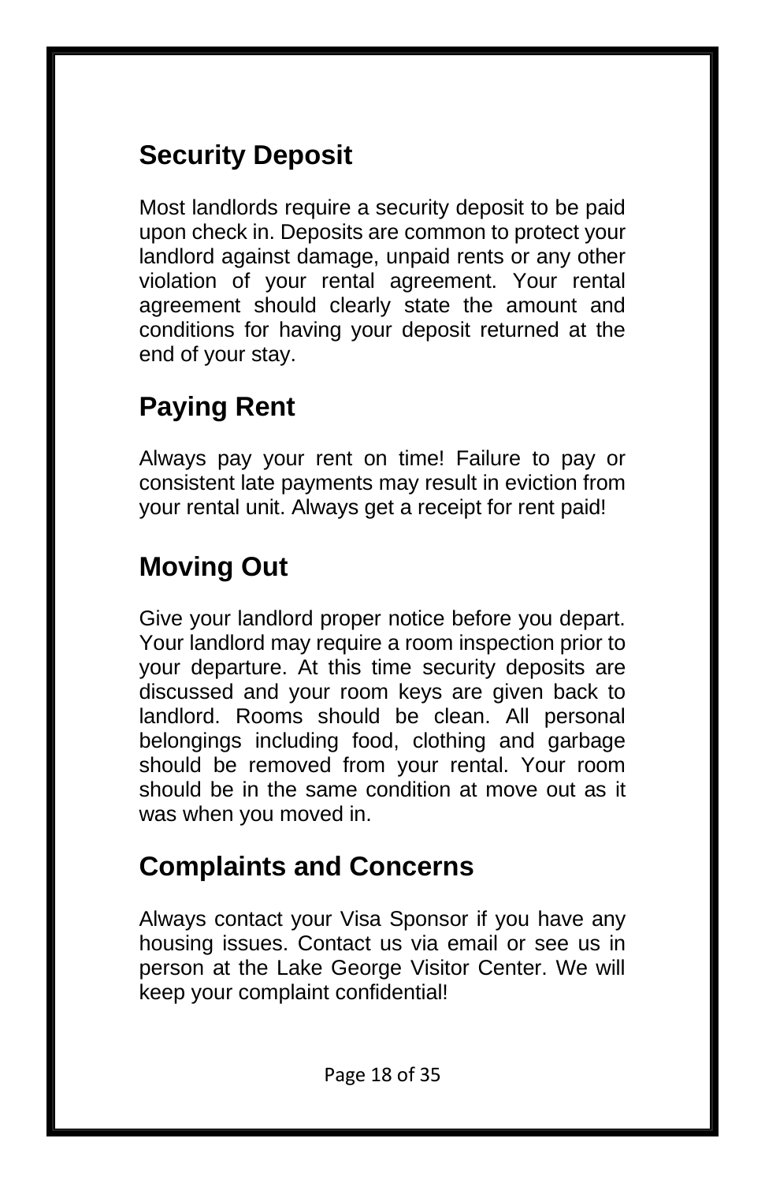## Security Deposit

Most landlords require a security deposit to be paid upon check in. Deposits are common to protect your landlord against damage, unpaid rents or any other violation of your rental agreement. Your rental agreement should clearly state the amount and conditions for having your deposit returned at the end of your stay.

## Paying Rent

Always pay your rent on time! Failure to pay or consistent late payments may result in eviction from your rental unit. Always get a receipt for rent paid!

## Moving Out

Give your landlord proper notice before you depart. Your landlord may require a room inspection prior to your departure. At this time security deposits are discussed and your room keys are given back to landlord. Rooms should be clean. All personal belongings including food, clothing and garbage should be removed from your rental. Your room should be in the same condition at move out as it was when you moved in.

## Complaints and Concerns

Always contact your Visa Sponsor if you have any housing issues. Contact us via email or see us in person at the Lake George Visitor Center. We will keep your complaint confidential!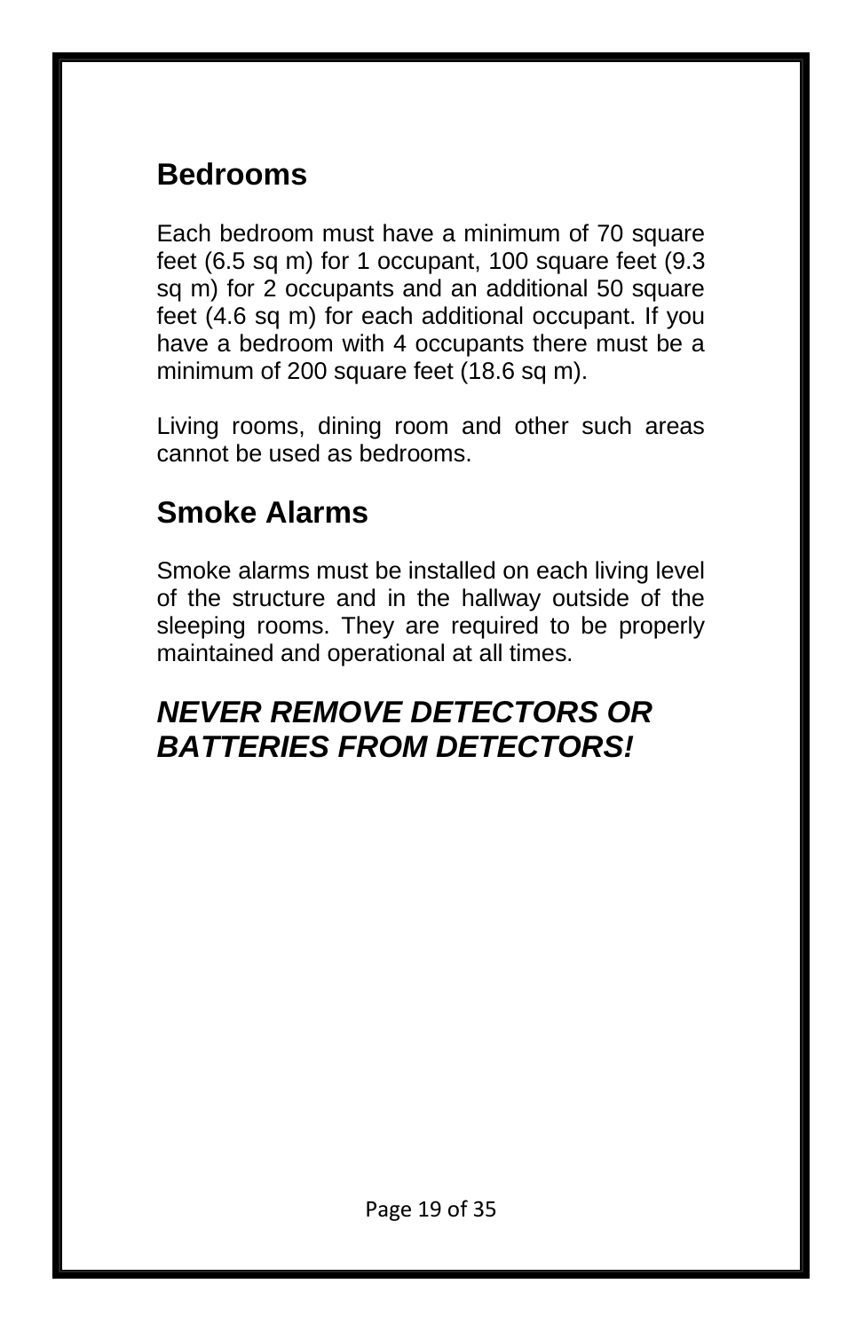## Bedrooms

Each bedroom must have a minimum of 70 square feet (6.5 sq m) for 1 occupant, 100 square feet (9.3 sq m) for 2 occupants and an additional 50 square feet (4.6 sq m) for each additional occupant. If you have a bedroom with 4 occupants there must be a minimum of 200 square feet (18.6 sq m).

Living rooms, dining room and other such areas cannot be used as bedrooms.

## Smoke Alarms

Smoke alarms must be installed on each living level of the structure and in the hallway outside of the sleeping rooms. They are required to be properly maintained and operational at all times.

## *NEVER REMOVE DETECTORS OR BATTERIES FROM DETECTORS!*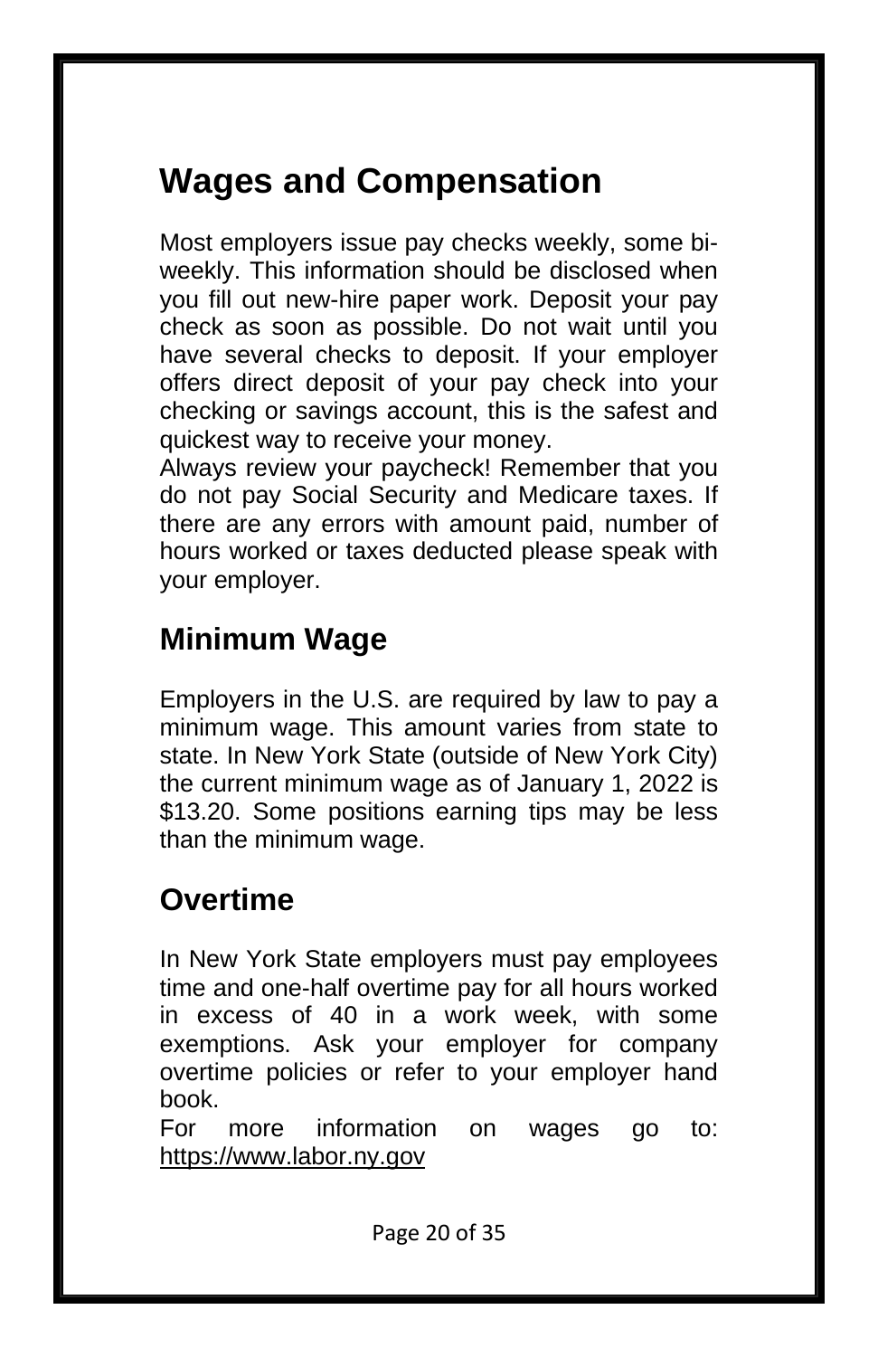# Wages and Compensation

Most employers issue pay checks weekly, some bi-weekly. This information should be disclosed when you fill out new-hire paper work. Deposit your pay check as soon as possible. Do not wait until you have several checks to deposit. If your employer offers direct deposit of your pay check into your checking or savings account, this is the safest and quickest way to receive your money.

Always review your paycheck! Remember that you do not pay Social Security and Medicare taxes. If there are any errors with amount paid, number of hours worked or taxes deducted please speak with your employer.

## Minimum Wage

Employers in the U.S. are required by law to pay a minimum wage. This amount varies from state to state. In New York State (outside of New York City) the current minimum wage as of January 1, 2022 is $13.20. Some positions earning tips may be less than the minimum wage.

## Overtime

In New York State employers must pay employees time and one-half overtime pay for all hours worked in excess of 40 in a work week, with some exemptions. Ask your employer for company overtime policies or refer to your employer hand book.

For more information on wages go to: [https://www.labor.ny.gov](https://www.labor.ny.gov)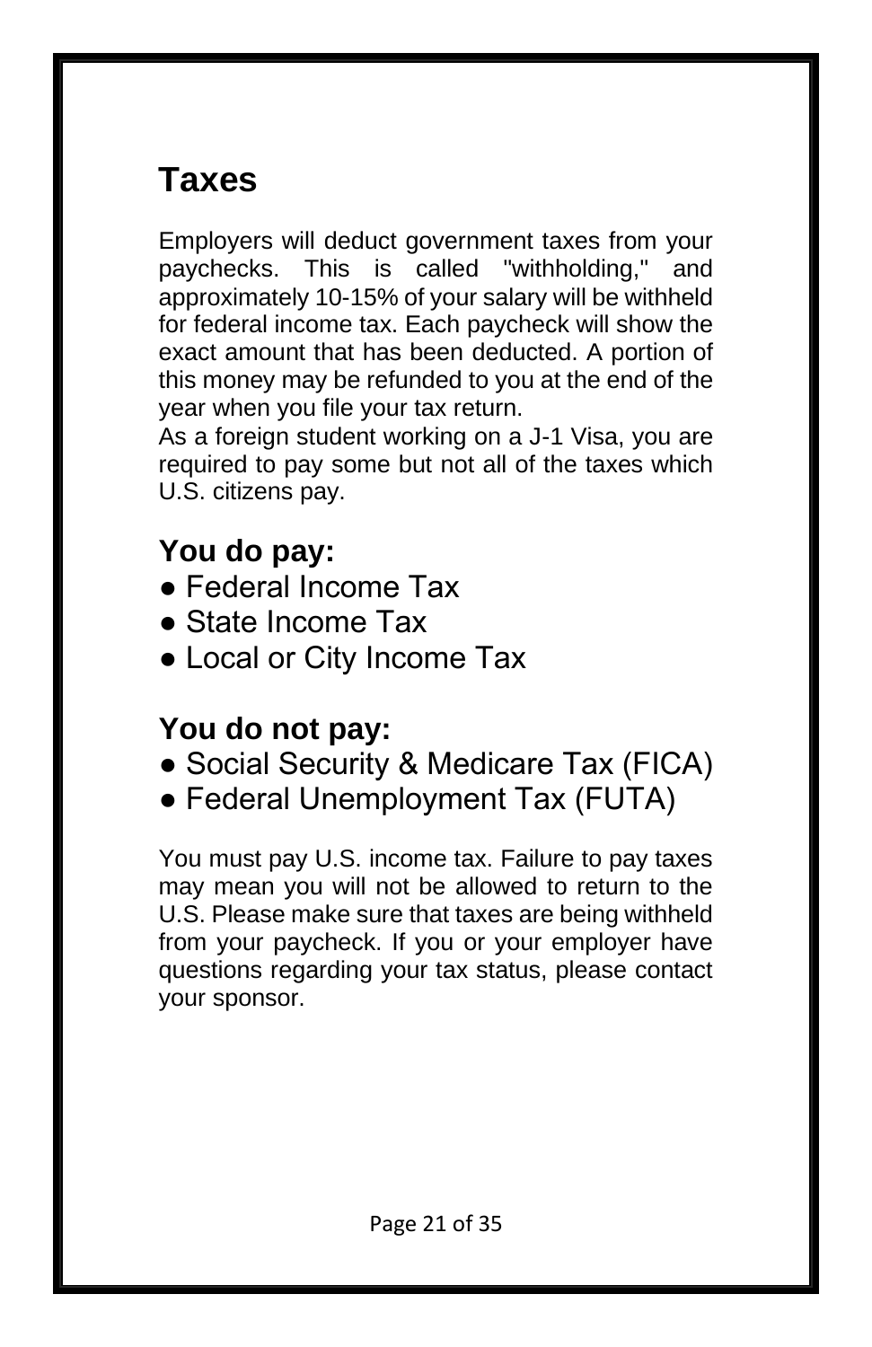# Taxes

Employers will deduct government taxes from your paychecks. This is called "withholding," and approximately 10-15% of your salary will be withheld for federal income tax. Each paycheck will show the exact amount that has been deducted. A portion of this money may be refunded to you at the end of the year when you file your tax return.

As a foreign student working on a J-1 Visa, you are required to pay some but not all of the taxes which U.S. citizens pay.

## You do pay:

- Federal Income Tax
- State Income Tax
- Local or City Income Tax

## You do not pay:

- Social Security & Medicare Tax (FICA)
- Federal Unemployment Tax (FUTA)

You must pay U.S. income tax. Failure to pay taxes may mean you will not be allowed to return to the U.S. Please make sure that taxes are being withheld from your paycheck. If you or your employer have questions regarding your tax status, please contact your sponsor.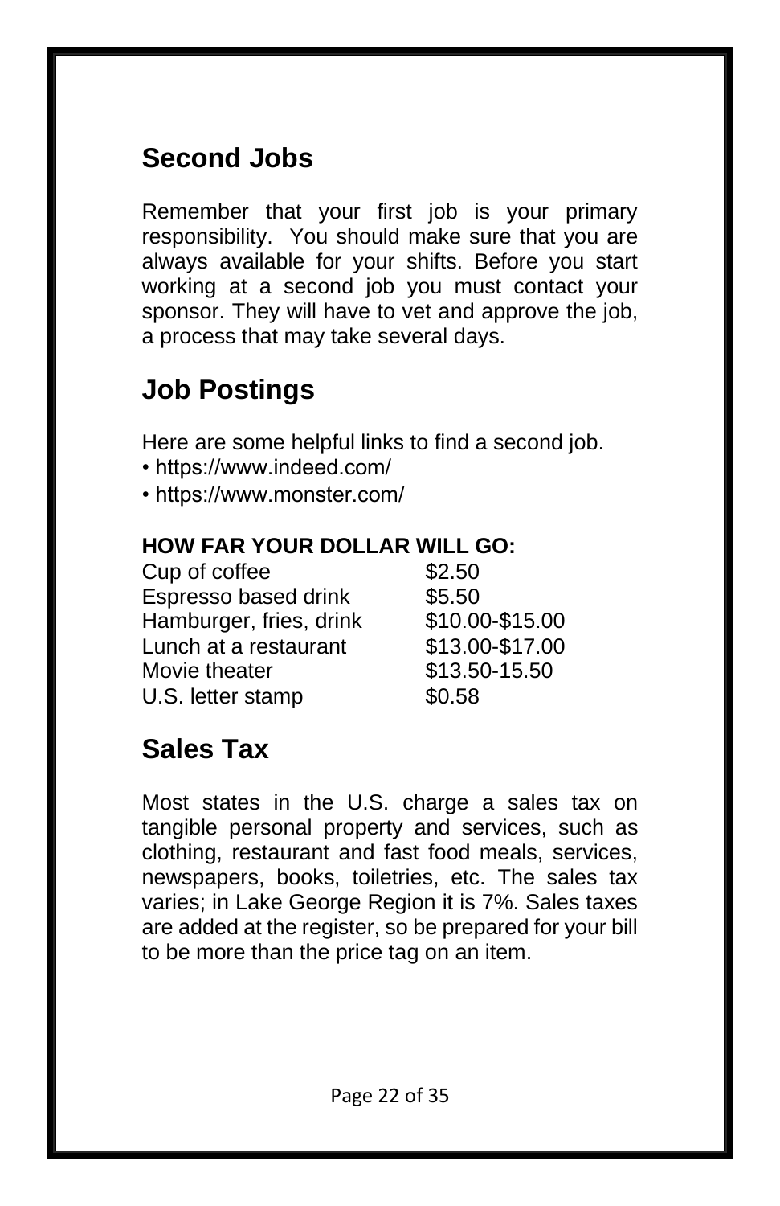## Second Jobs

Remember that your first job is your primary responsibility. You should make sure that you are always available for your shifts. Before you start working at a second job you must contact your sponsor. They will have to vet and approve the job, a process that may take several days.

## Job Postings

Here are some helpful links to find a second job.

- https://www.indeed.com/
- https://www.monster.com/

**HOW FAR YOUR DOLLAR WILL GO:**

| Item | Price |
|---|---|
| Cup of coffee | $2.50 |
| Espresso based drink | $5.50 |
| Hamburger, fries, drink | $10.00-$15.00 |
| Lunch at a restaurant | $13.00-$17.00 |
| Movie theater | $13.50-15.50 |
| U.S. letter stamp | $0.58 |

## Sales Tax

Most states in the U.S. charge a sales tax on tangible personal property and services, such as clothing, restaurant and fast food meals, services, newspapers, books, toiletries, etc. The sales tax varies; in Lake George Region it is 7%. Sales taxes are added at the register, so be prepared for your bill to be more than the price tag on an item.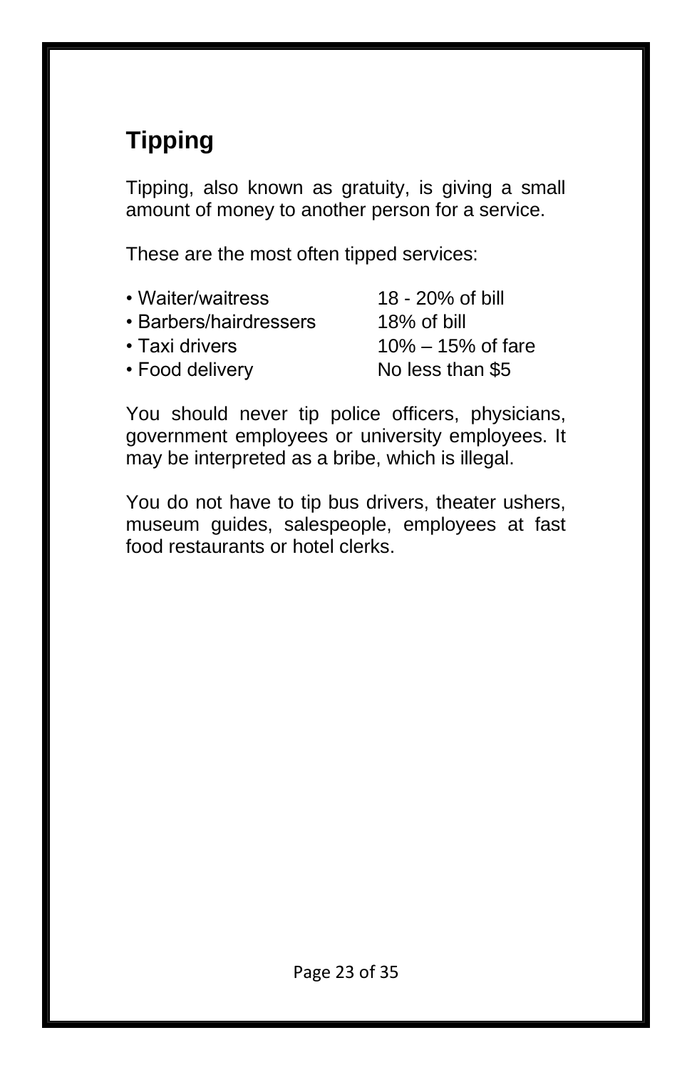## Tipping

Tipping, also known as gratuity, is giving a small amount of money to another person for a service.

These are the most often tipped services:

- Waiter/waitress — 18 - 20% of bill
- Barbers/hairdressers — 18% of bill
- Taxi drivers — 10% – 15% of fare
- Food delivery — No less than $5

You should never tip police officers, physicians, government employees or university employees. It may be interpreted as a bribe, which is illegal.

You do not have to tip bus drivers, theater ushers, museum guides, salespeople, employees at fast food restaurants or hotel clerks.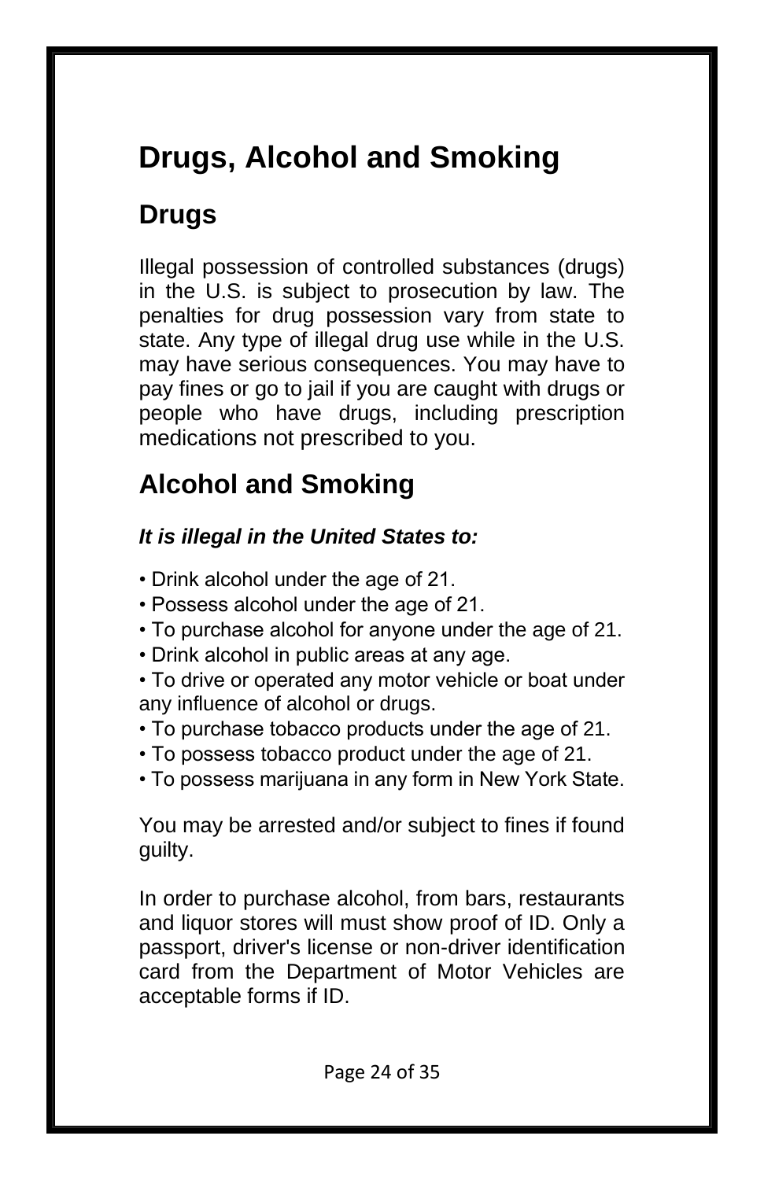# Drugs, Alcohol and Smoking

## Drugs

Illegal possession of controlled substances (drugs) in the U.S. is subject to prosecution by law. The penalties for drug possession vary from state to state. Any type of illegal drug use while in the U.S. may have serious consequences. You may have to pay fines or go to jail if you are caught with drugs or people who have drugs, including prescription medications not prescribed to you.

## Alcohol and Smoking

***It is illegal in the United States to:***

- Drink alcohol under the age of 21.
- Possess alcohol under the age of 21.
- To purchase alcohol for anyone under the age of 21.
- Drink alcohol in public areas at any age.
- To drive or operated any motor vehicle or boat under any influence of alcohol or drugs.
- To purchase tobacco products under the age of 21.
- To possess tobacco product under the age of 21.
- To possess marijuana in any form in New York State.

You may be arrested and/or subject to fines if found guilty.

In order to purchase alcohol, from bars, restaurants and liquor stores will must show proof of ID. Only a passport, driver's license or non-driver identification card from the Department of Motor Vehicles are acceptable forms if ID.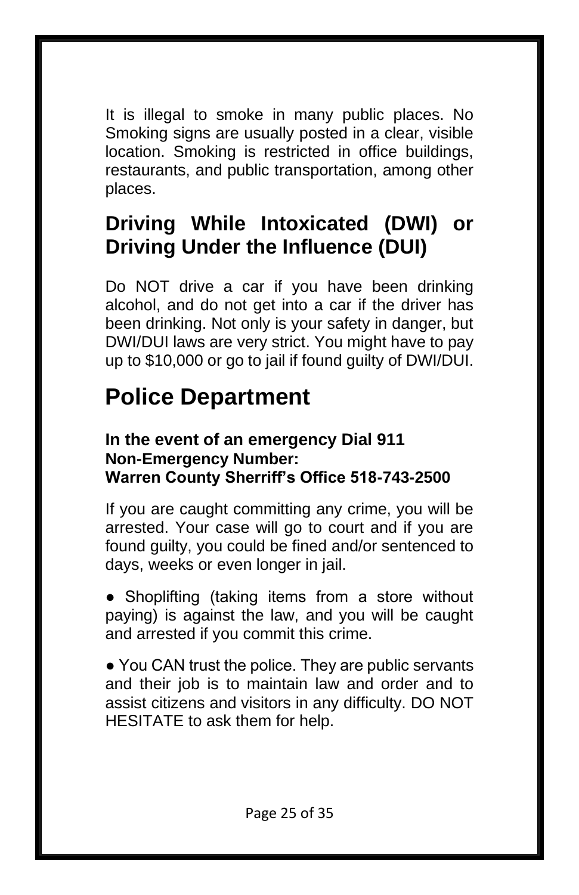It is illegal to smoke in many public places. No Smoking signs are usually posted in a clear, visible location. Smoking is restricted in office buildings, restaurants, and public transportation, among other places.

## Driving While Intoxicated (DWI) or Driving Under the Influence (DUI)

Do NOT drive a car if you have been drinking alcohol, and do not get into a car if the driver has been drinking. Not only is your safety in danger, but DWI/DUI laws are very strict. You might have to pay up to $10,000 or go to jail if found guilty of DWI/DUI.

# Police Department

**In the event of an emergency Dial 911**
**Non-Emergency Number:**
**Warren County Sherriff's Office 518-743-2500**

If you are caught committing any crime, you will be arrested. Your case will go to court and if you are found guilty, you could be fined and/or sentenced to days, weeks or even longer in jail.

- Shoplifting (taking items from a store without paying) is against the law, and you will be caught and arrested if you commit this crime.

- You CAN trust the police. They are public servants and their job is to maintain law and order and to assist citizens and visitors in any difficulty. DO NOT HESITATE to ask them for help.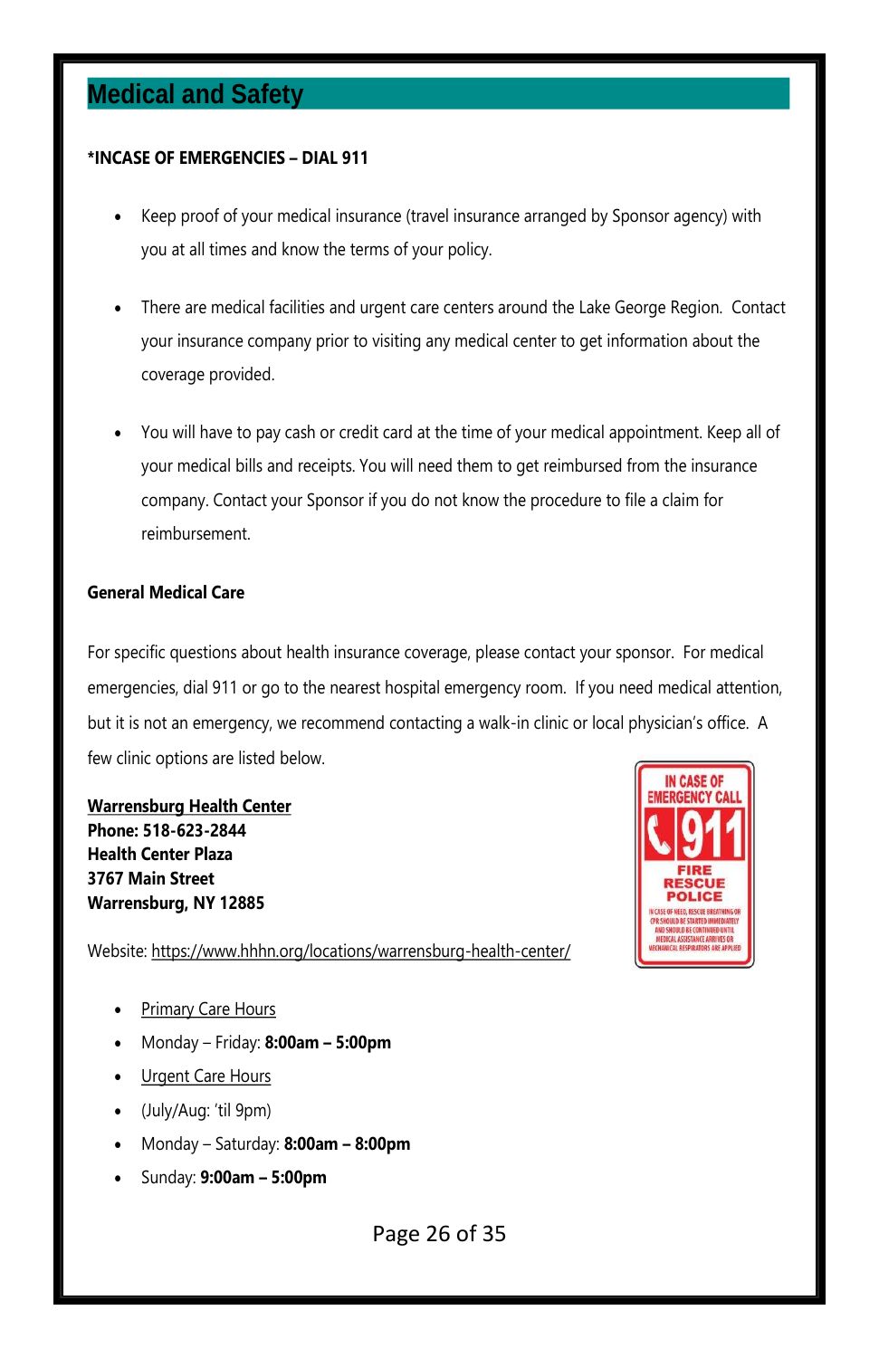# Medical and Safety

**\*INCASE OF EMERGENCIES – DIAL 911**

- Keep proof of your medical insurance (travel insurance arranged by Sponsor agency) with you at all times and know the terms of your policy.
- There are medical facilities and urgent care centers around the Lake George Region. Contact your insurance company prior to visiting any medical center to get information about the coverage provided.
- You will have to pay cash or credit card at the time of your medical appointment. Keep all of your medical bills and receipts. You will need them to get reimbursed from the insurance company. Contact your Sponsor if you do not know the procedure to file a claim for reimbursement.

**General Medical Care**

For specific questions about health insurance coverage, please contact your sponsor. For medical emergencies, dial 911 or go to the nearest hospital emergency room. If you need medical attention, but it is not an emergency, we recommend contacting a walk-in clinic or local physician's office. A few clinic options are listed below.

**Warrensburg Health Center**
**Phone: 518-623-2844**
**Health Center Plaza**
**3767 Main Street**
**Warrensburg, NY 12885**

Website: https://www.hhhn.org/locations/warrensburg-health-center/

- Primary Care Hours
- Monday – Friday: **8:00am – 5:00pm**
- Urgent Care Hours
- (July/Aug: 'til 9pm)
- Monday – Saturday: **8:00am – 8:00pm**
- Sunday: **9:00am – 5:00pm**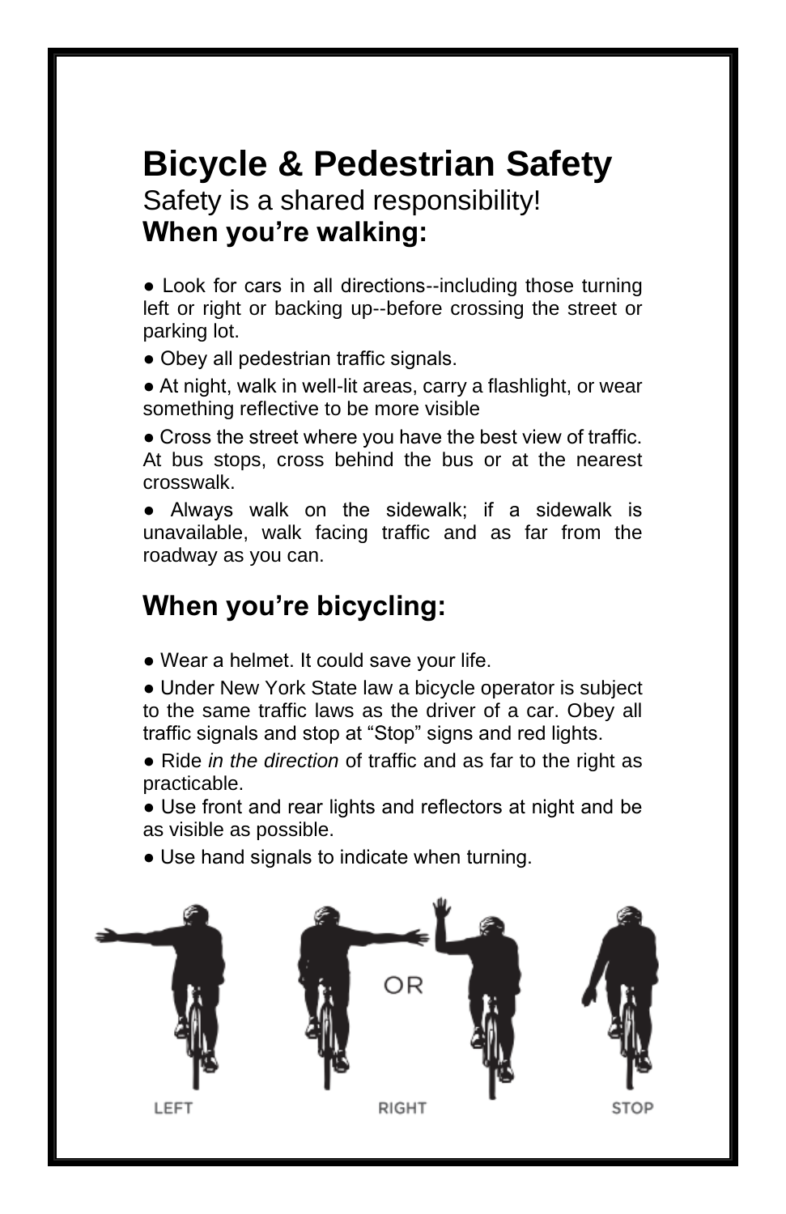# Bicycle & Pedestrian Safety

Safety is a shared responsibility!

## When you're walking:

- Look for cars in all directions--including those turning left or right or backing up--before crossing the street or parking lot.
- Obey all pedestrian traffic signals.
- At night, walk in well-lit areas, carry a flashlight, or wear something reflective to be more visible
- Cross the street where you have the best view of traffic. At bus stops, cross behind the bus or at the nearest crosswalk.
- Always walk on the sidewalk; if a sidewalk is unavailable, walk facing traffic and as far from the roadway as you can.

## When you're bicycling:

- Wear a helmet. It could save your life.
- Under New York State law a bicycle operator is subject to the same traffic laws as the driver of a car. Obey all traffic signals and stop at "Stop" signs and red lights.
- Ride *in the direction* of traffic and as far to the right as practicable.
- Use front and rear lights and reflectors at night and be as visible as possible.
- Use hand signals to indicate when turning.

LEFT RIGHT OR STOP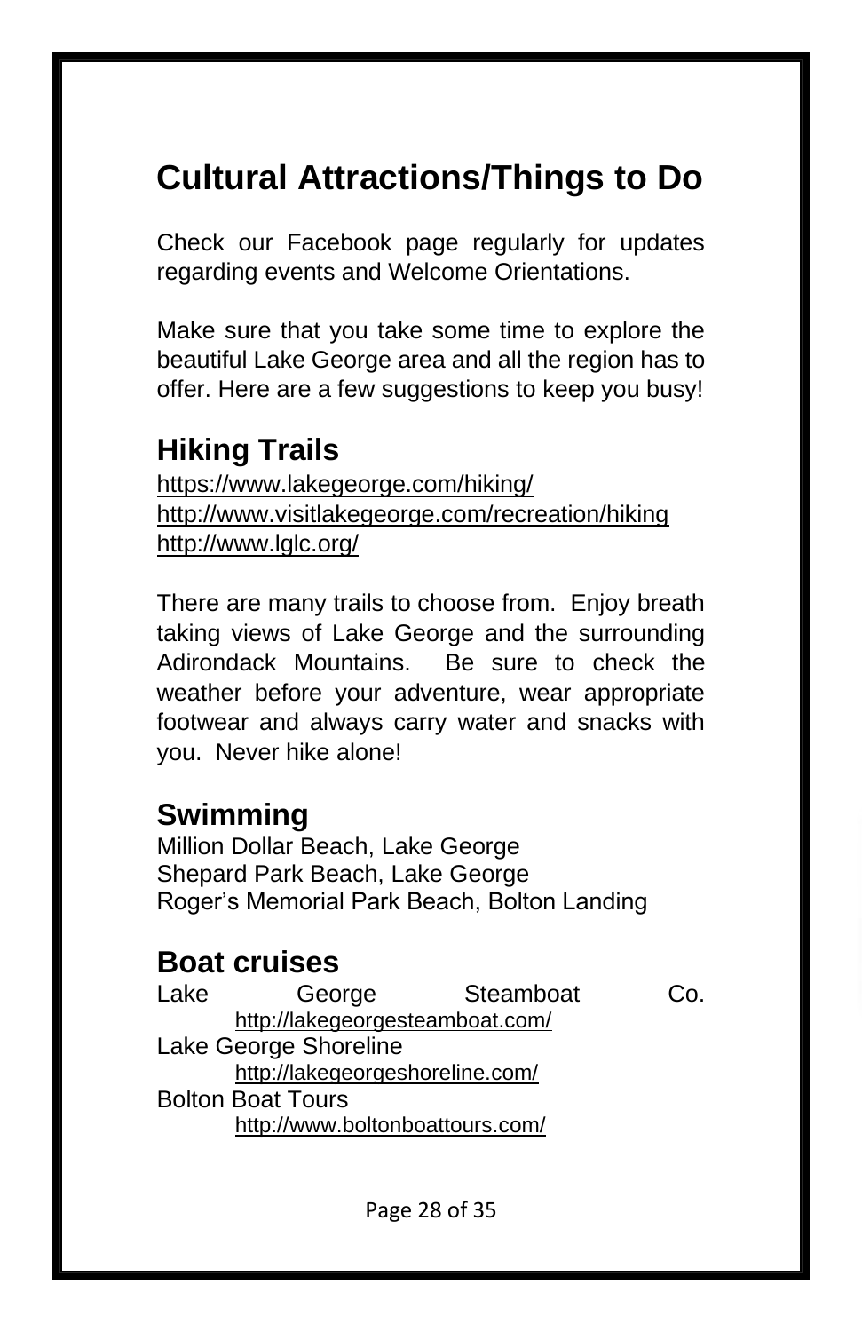# Cultural Attractions/Things to Do

Check our Facebook page regularly for updates regarding events and Welcome Orientations.

Make sure that you take some time to explore the beautiful Lake George area and all the region has to offer. Here are a few suggestions to keep you busy!

## Hiking Trails

https://www.lakegeorge.com/hiking/
http://www.visitlakegeorge.com/recreation/hiking
http://www.lglc.org/

There are many trails to choose from. Enjoy breath taking views of Lake George and the surrounding Adirondack Mountains. Be sure to check the weather before your adventure, wear appropriate footwear and always carry water and snacks with you. Never hike alone!

## Swimming

Million Dollar Beach, Lake George
Shepard Park Beach, Lake George
Roger's Memorial Park Beach, Bolton Landing

## Boat cruises

Lake George Steamboat Co.
    http://lakegeorgesteamboat.com/
Lake George Shoreline
    http://lakegeorgeshoreline.com/
Bolton Boat Tours
    http://www.boltonboattours.com/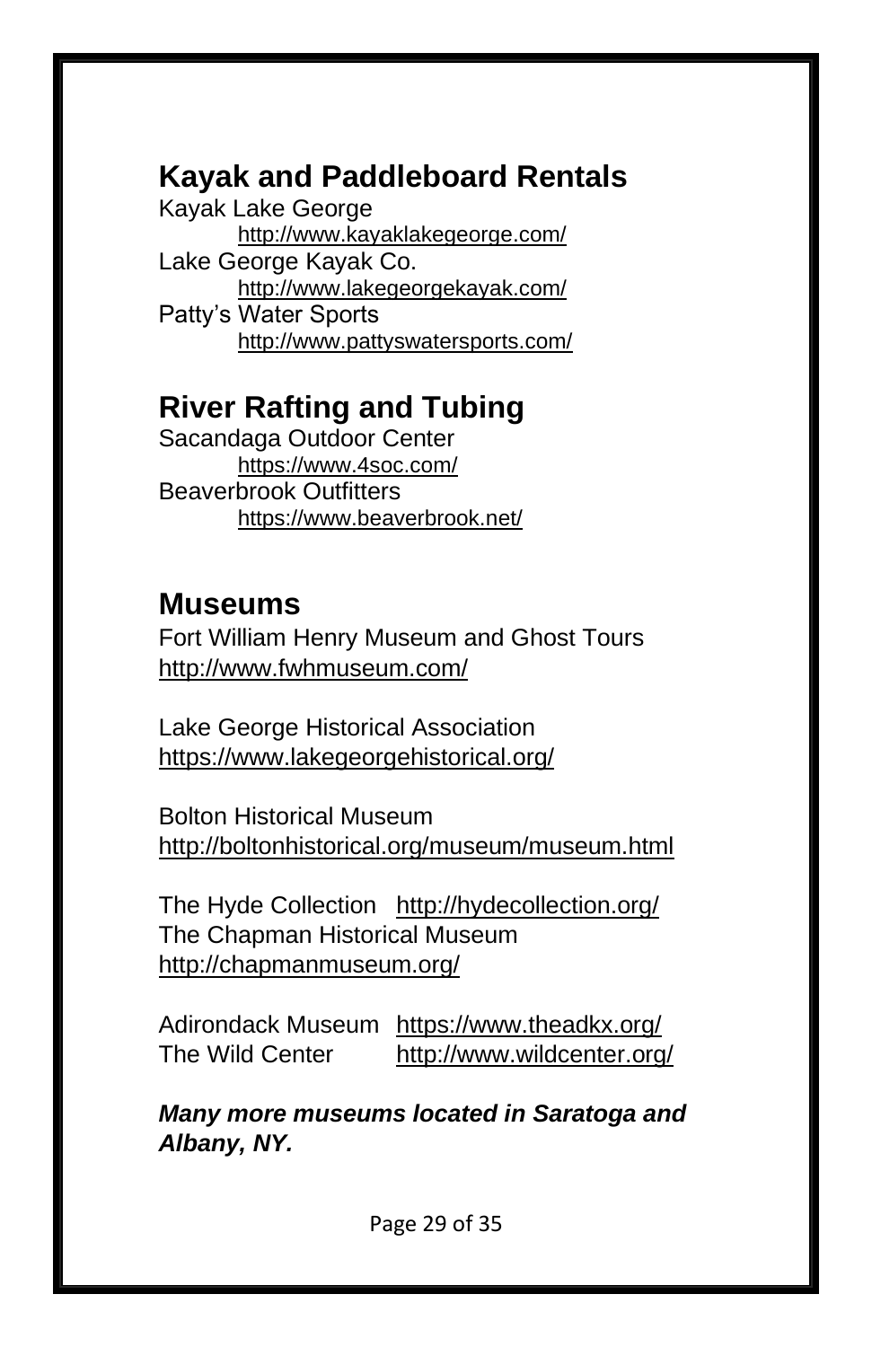## Kayak and Paddleboard Rentals

Kayak Lake George
http://www.kayaklakegeorge.com/

Lake George Kayak Co.
http://www.lakegeorgekayak.com/

Patty's Water Sports
http://www.pattyswatersports.com/

## River Rafting and Tubing

Sacandaga Outdoor Center
https://www.4soc.com/

Beaverbrook Outfitters
https://www.beaverbrook.net/

## Museums

Fort William Henry Museum and Ghost Tours
http://www.fwhmuseum.com/

Lake George Historical Association
https://www.lakegeorgehistorical.org/

Bolton Historical Museum
http://boltonhistorical.org/museum/museum.html

The Hyde Collection http://hydecollection.org/
The Chapman Historical Museum
http://chapmanmuseum.org/

Adirondack Museum https://www.theadkx.org/
The Wild Center http://www.wildcenter.org/

***Many more museums located in Saratoga and Albany, NY.***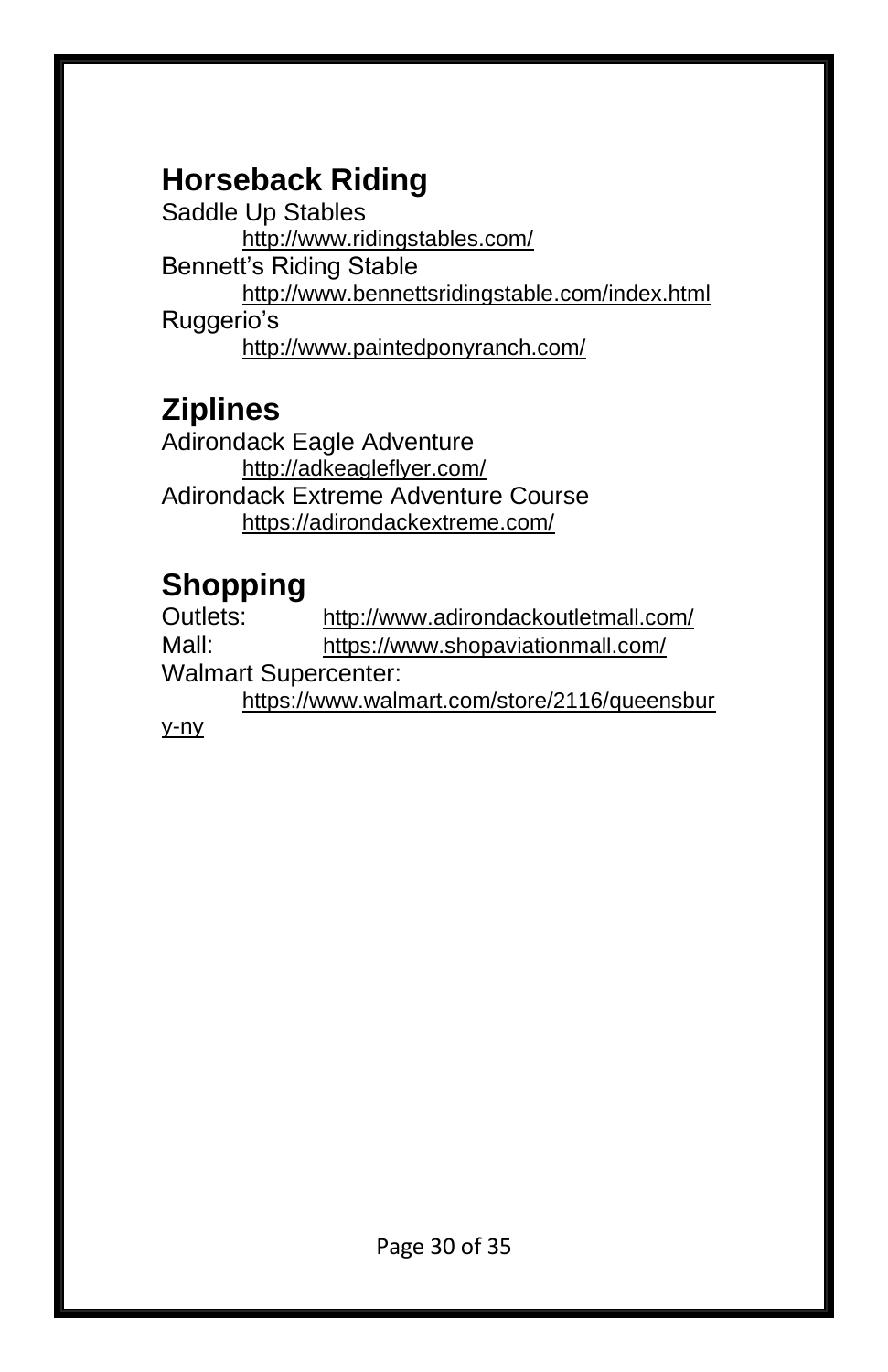## Horseback Riding

Saddle Up Stables
    http://www.ridingstables.com/

Bennett's Riding Stable
    http://www.bennettsridingstable.com/index.html

Ruggerio's
    http://www.paintedponyranch.com/

## Ziplines

Adirondack Eagle Adventure
    http://adkeagleflyer.com/

Adirondack Extreme Adventure Course
    https://adirondackextreme.com/

## Shopping

Outlets: http://www.adirondackoutletmall.com/

Mall: https://www.shopaviationmall.com/

Walmart Supercenter:
    https://www.walmart.com/store/2116/queensbury-ny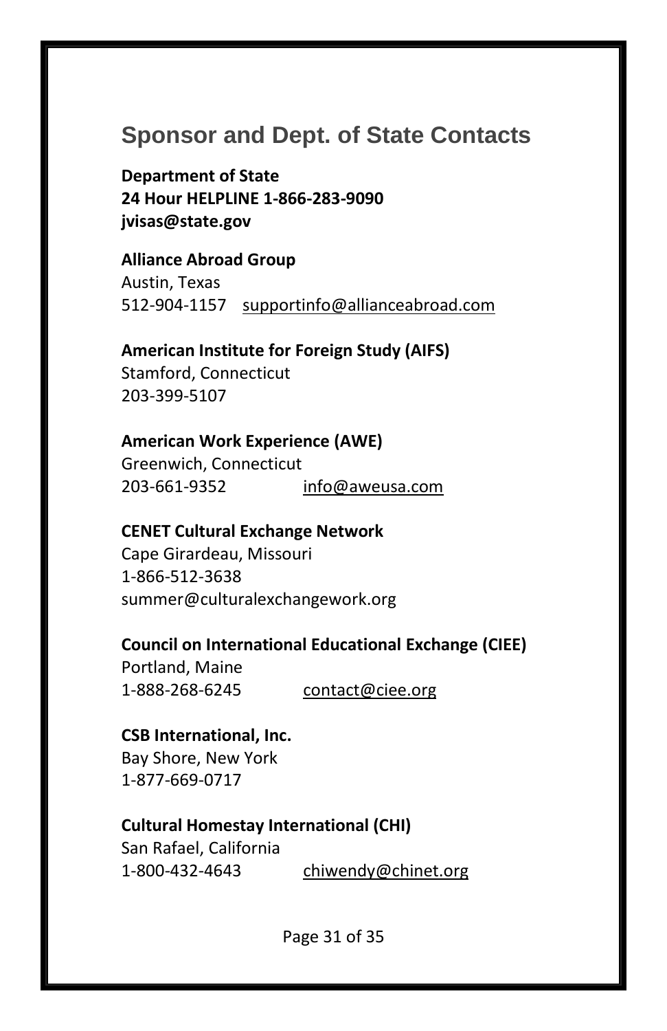## Sponsor and Dept. of State Contacts

**Department of State**
**24 Hour HELPLINE 1-866-283-9090**
**jvisas@state.gov**

**Alliance Abroad Group**
Austin, Texas
512-904-1157 supportinfo@allianceabroad.com

**American Institute for Foreign Study (AIFS)**
Stamford, Connecticut
203-399-5107

**American Work Experience (AWE)**
Greenwich, Connecticut
203-661-9352 info@aweusa.com

**CENET Cultural Exchange Network**
Cape Girardeau, Missouri
1-866-512-3638
summer@culturalexchangework.org

**Council on International Educational Exchange (CIEE)**
Portland, Maine
1-888-268-6245 contact@ciee.org

**CSB International, Inc.**
Bay Shore, New York
1-877-669-0717

**Cultural Homestay International (CHI)**
San Rafael, California
1-800-432-4643 chiwendy@chinet.org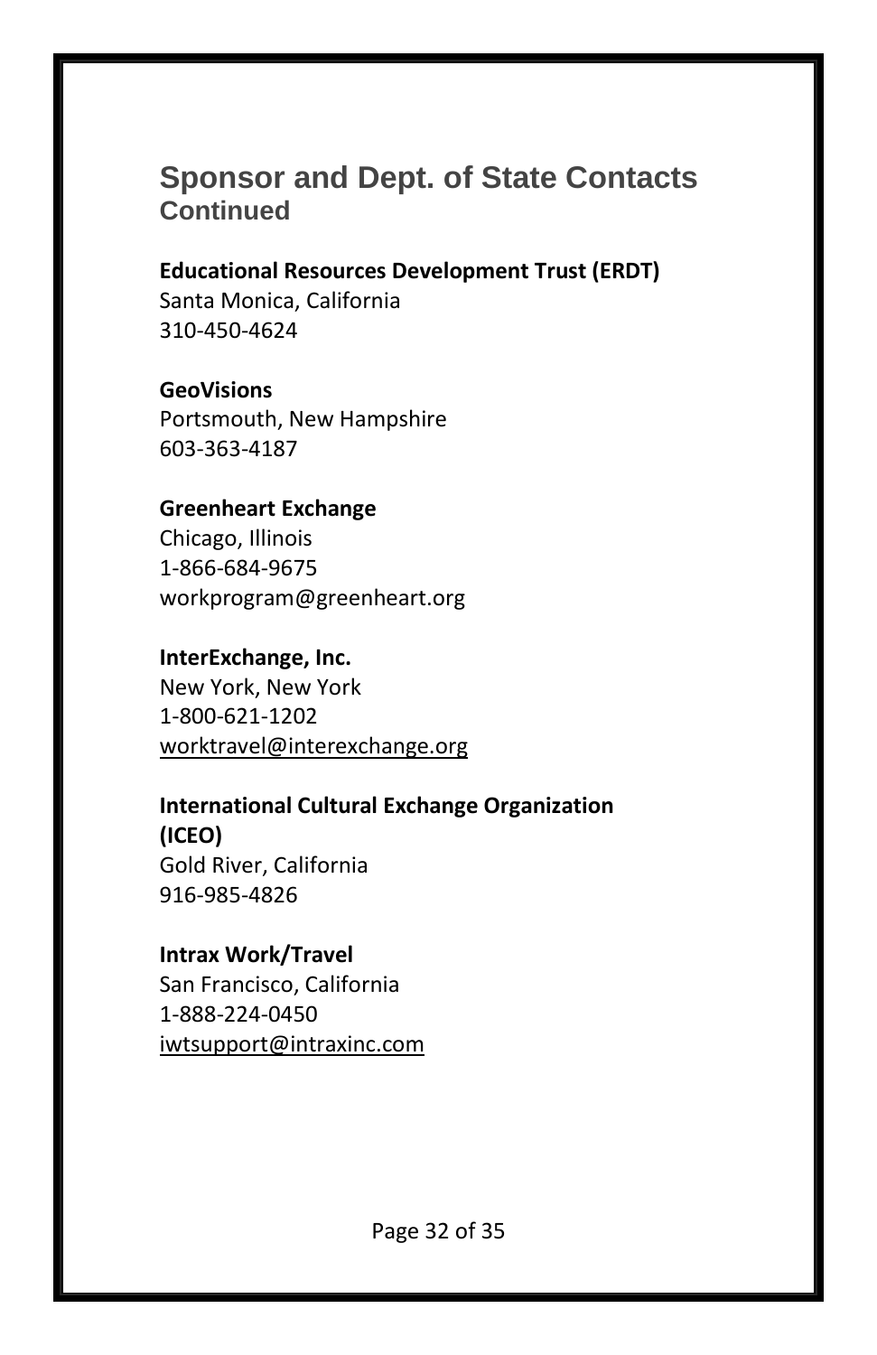## Sponsor and Dept. of State Contacts
### Continued

**Educational Resources Development Trust (ERDT)**
Santa Monica, California
310-450-4624

**GeoVisions**
Portsmouth, New Hampshire
603-363-4187

**Greenheart Exchange**
Chicago, Illinois
1-866-684-9675
workprogram@greenheart.org

**InterExchange, Inc.**
New York, New York
1-800-621-1202
worktravel@interexchange.org

**International Cultural Exchange Organization (ICEO)**
Gold River, California
916-985-4826

**Intrax Work/Travel**
San Francisco, California
1-888-224-0450
iwtsupport@intraxinc.com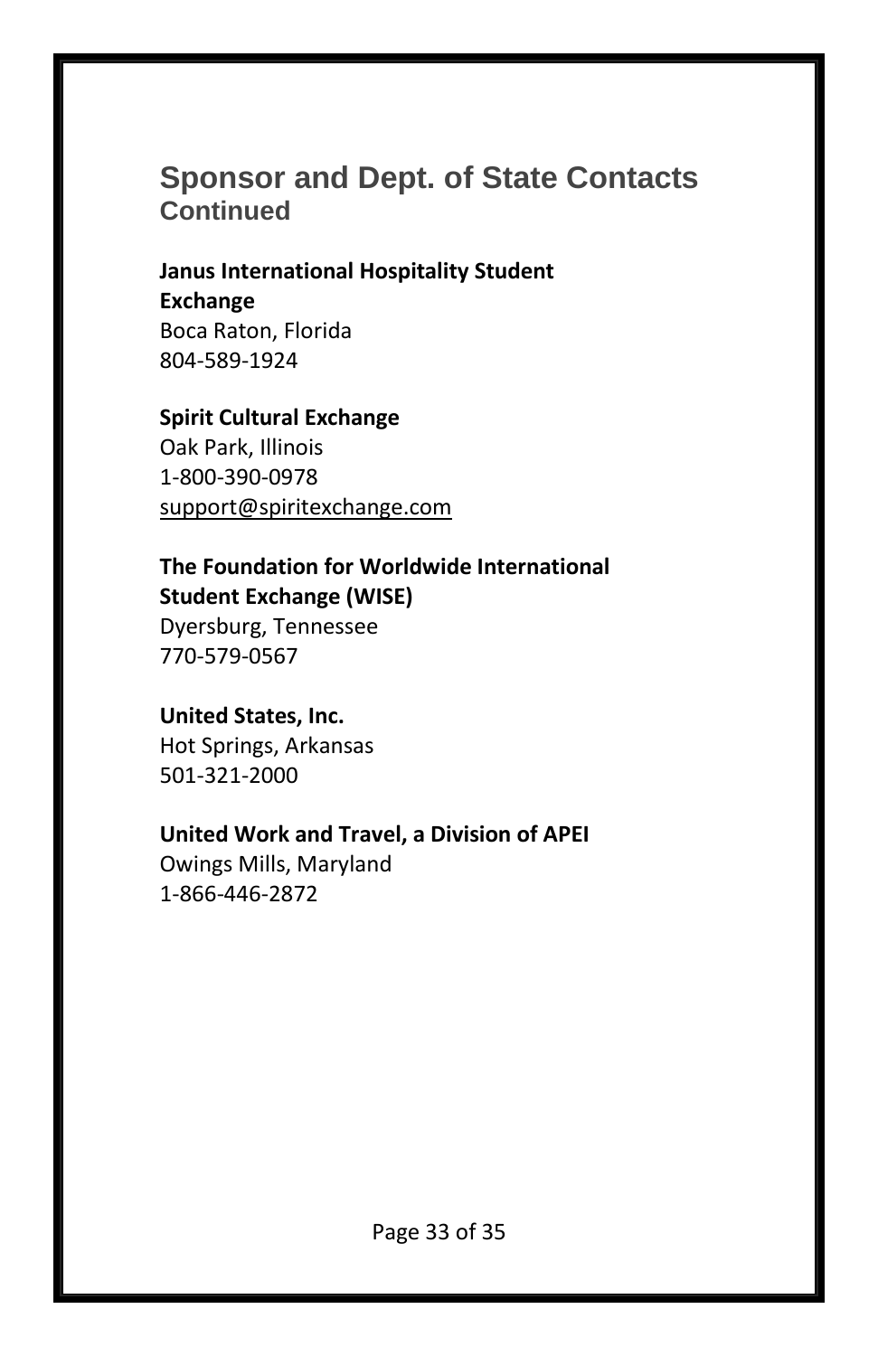## Sponsor and Dept. of State Contacts
### Continued

**Janus International Hospitality Student Exchange**
Boca Raton, Florida
804-589-1924

**Spirit Cultural Exchange**
Oak Park, Illinois
1-800-390-0978
support@spiritexchange.com

**The Foundation for Worldwide International Student Exchange (WISE)**
Dyersburg, Tennessee
770-579-0567

**United States, Inc.**
Hot Springs, Arkansas
501-321-2000

**United Work and Travel, a Division of APEI**
Owings Mills, Maryland
1-866-446-2872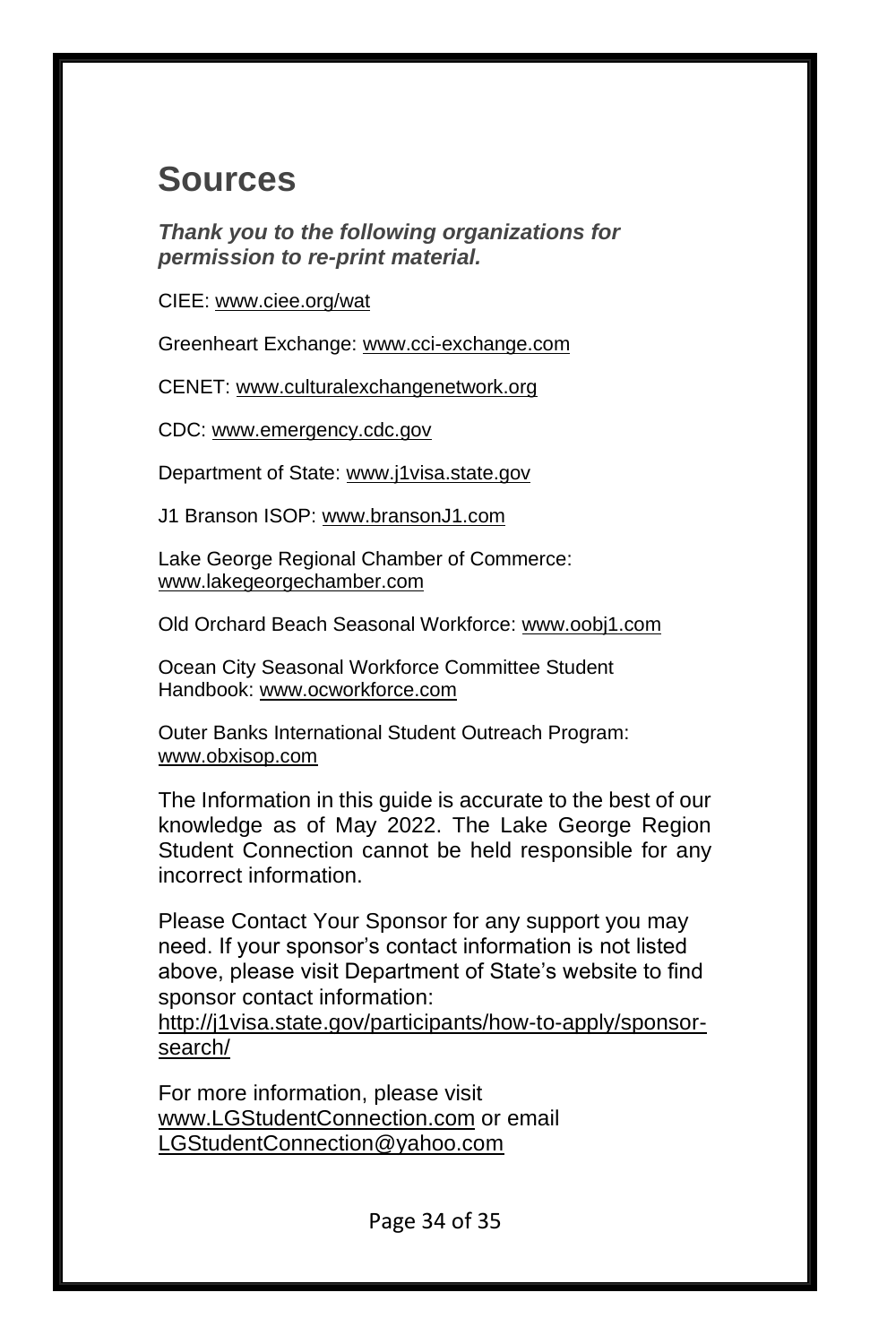# Sources

***Thank you to the following organizations for permission to re-print material.***

CIEE: www.ciee.org/wat

Greenheart Exchange: www.cci-exchange.com

CENET: www.culturalexchangenetwork.org

CDC: www.emergency.cdc.gov

Department of State: www.j1visa.state.gov

J1 Branson ISOP: www.bransonJ1.com

Lake George Regional Chamber of Commerce: www.lakegeorgechamber.com

Old Orchard Beach Seasonal Workforce: www.oobj1.com

Ocean City Seasonal Workforce Committee Student Handbook: www.ocworkforce.com

Outer Banks International Student Outreach Program: www.obxisop.com

The Information in this guide is accurate to the best of our knowledge as of May 2022. The Lake George Region Student Connection cannot be held responsible for any incorrect information.

Please Contact Your Sponsor for any support you may need. If your sponsor's contact information is not listed above, please visit Department of State's website to find sponsor contact information: http://j1visa.state.gov/participants/how-to-apply/sponsor-search/

For more information, please visit www.LGStudentConnection.com or email LGStudentConnection@yahoo.com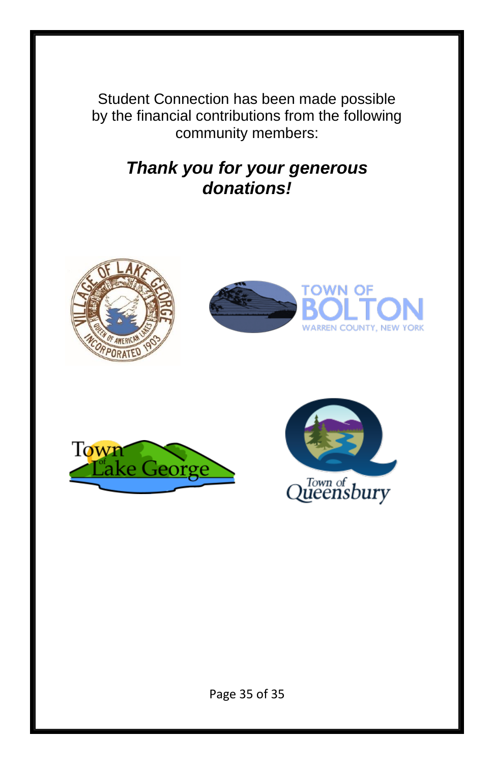Student Connection has been made possible by the financial contributions from the following community members:

***Thank you for your generous donations!***